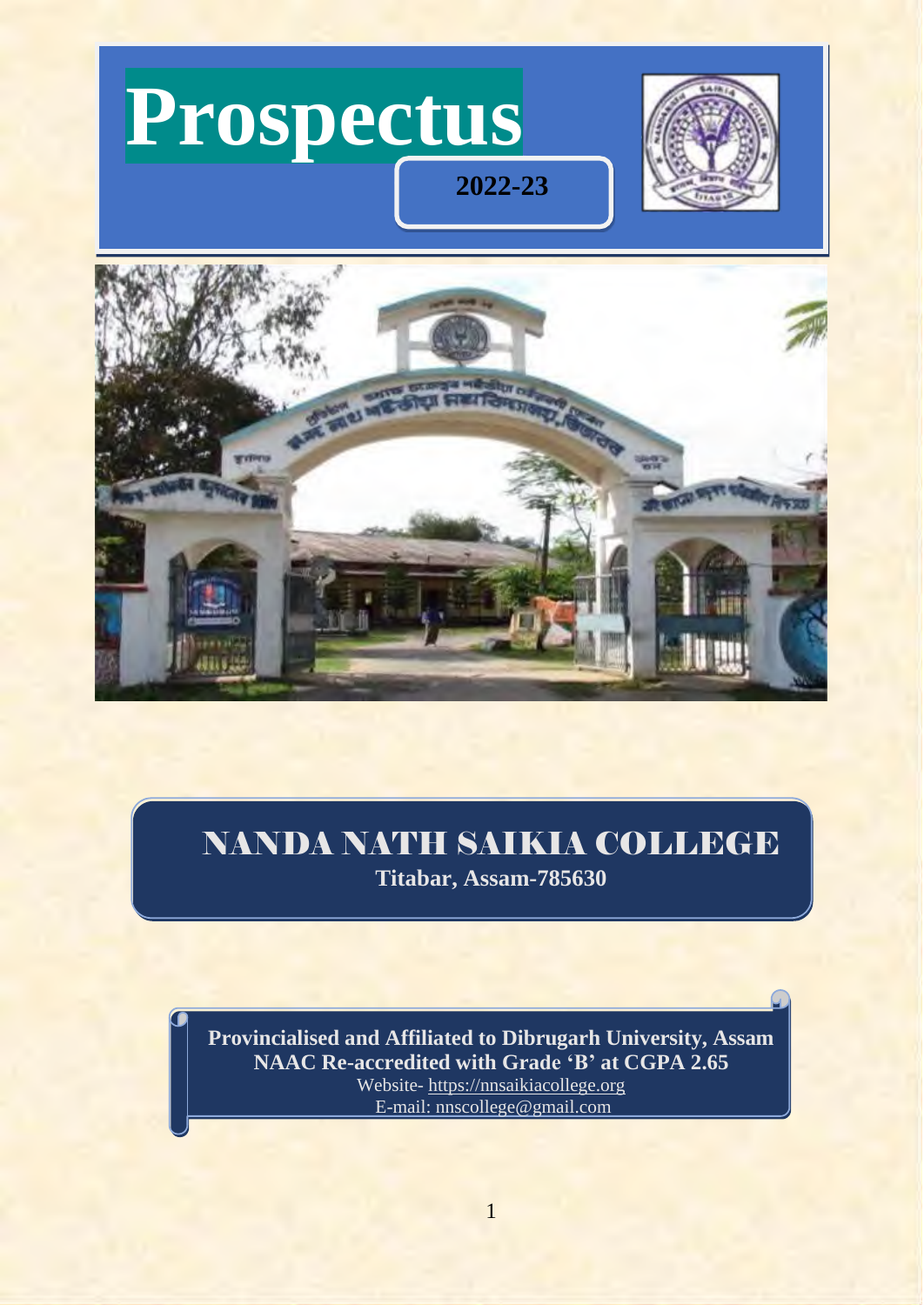# Prospectus

**2022-23**

## NANDA NATH SAIKIA COLLEGE

**Titabar, Assam-785630**

**Provincialised and Affiliated to Dibrugarh University, Assam**
**NAAC Re-accredited with Grade 'B' at CGPA 2.65**
Website- https://nnsaikiacollege.org
E-mail: nnscollege@gmail.com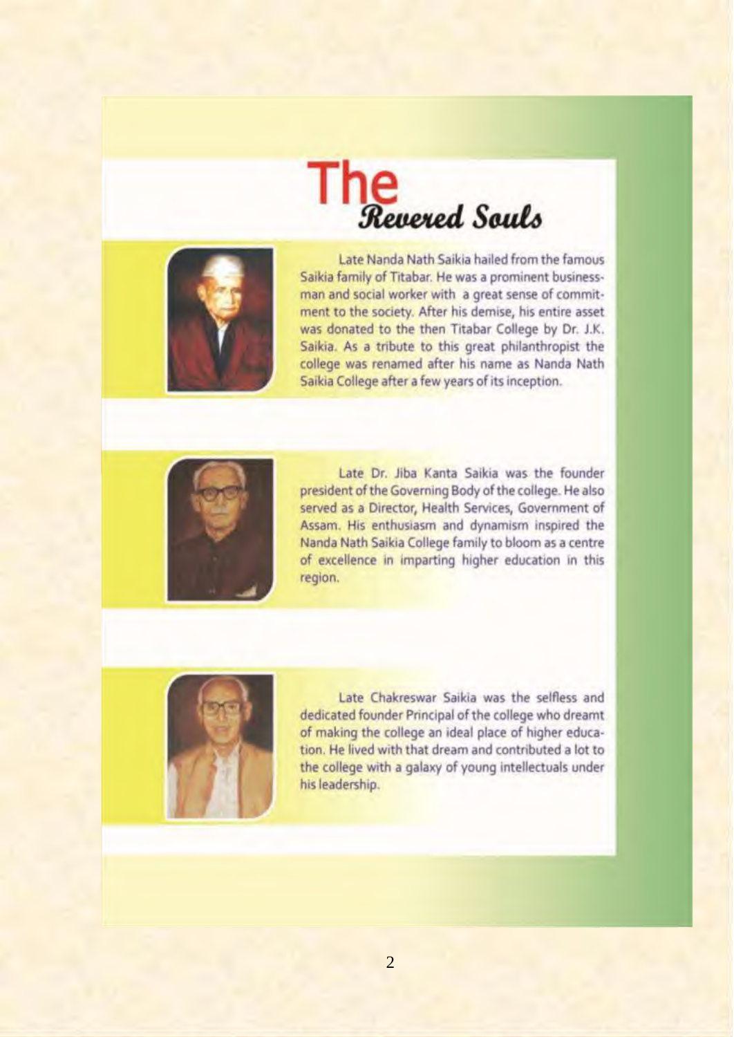# The *Revered Souls*

Late Nanda Nath Saikia hailed from the famous Saikia family of Titabar. He was a prominent businessman and social worker with a great sense of commitment to the society. After his demise, his entire asset was donated to the then Titabar College by Dr. J.K. Saikia. As a tribute to this great philanthropist the college was renamed after his name as Nanda Nath Saikia College after a few years of its inception.

Late Dr. Jiba Kanta Saikia was the founder president of the Governing Body of the college. He also served as a Director, Health Services, Government of Assam. His enthusiasm and dynamism inspired the Nanda Nath Saikia College family to bloom as a centre of excellence in imparting higher education in this region.

Late Chakreswar Saikia was the selfless and dedicated founder Principal of the college who dreamt of making the college an ideal place of higher education. He lived with that dream and contributed a lot to the college with a galaxy of young intellectuals under his leadership.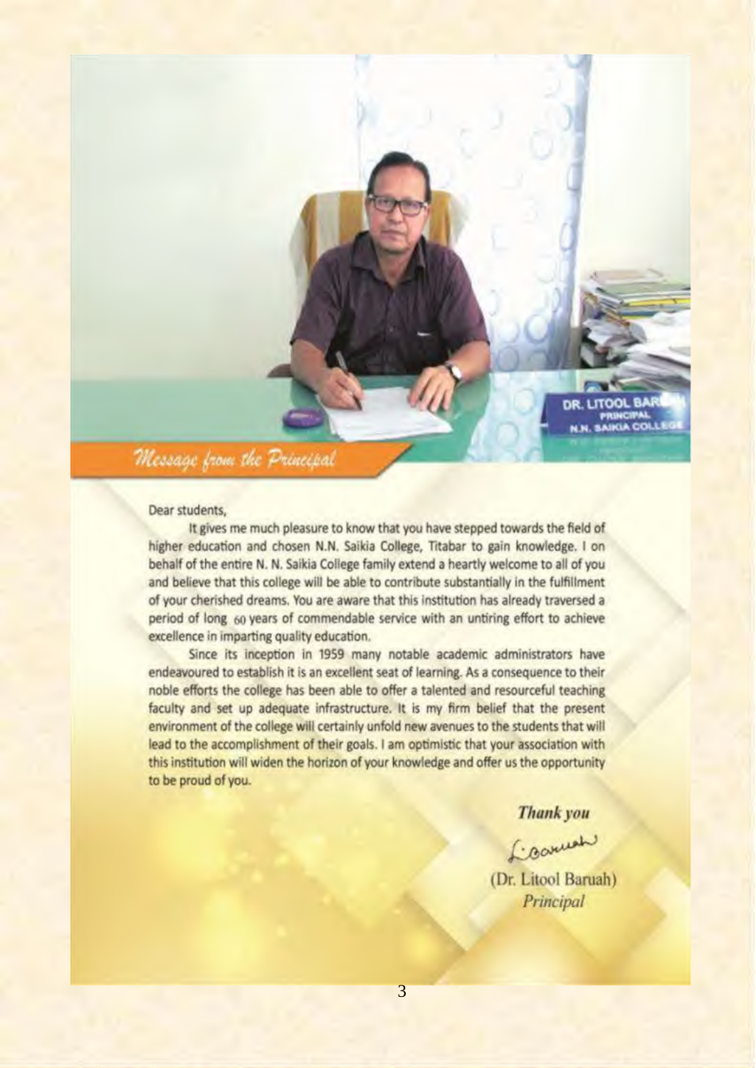## *Message from the Principal*

Dear students,

It gives me much pleasure to know that you have stepped towards the field of higher education and chosen N.N. Saikia College, Titabar to gain knowledge. I on behalf of the entire N. N. Saikia College family extend a heartly welcome to all of you and believe that this college will be able to contribute substantially in the fulfillment of your cherished dreams. You are aware that this institution has already traversed a period of long 60 years of commendable service with an untiring effort to achieve excellence in imparting quality education.

Since its inception in 1959 many notable academic administrators have endeavoured to establish it is an excellent seat of learning. As a consequence to their noble efforts the college has been able to offer a talented and resourceful teaching faculty and set up adequate infrastructure. It is my firm belief that the present environment of the college will certainly unfold new avenues to the students that will lead to the accomplishment of their goals. I am optimistic that your association with this institution will widen the horizon of your knowledge and offer us the opportunity to be proud of you.

***Thank you***

(Dr. Litool Baruah)
*Principal*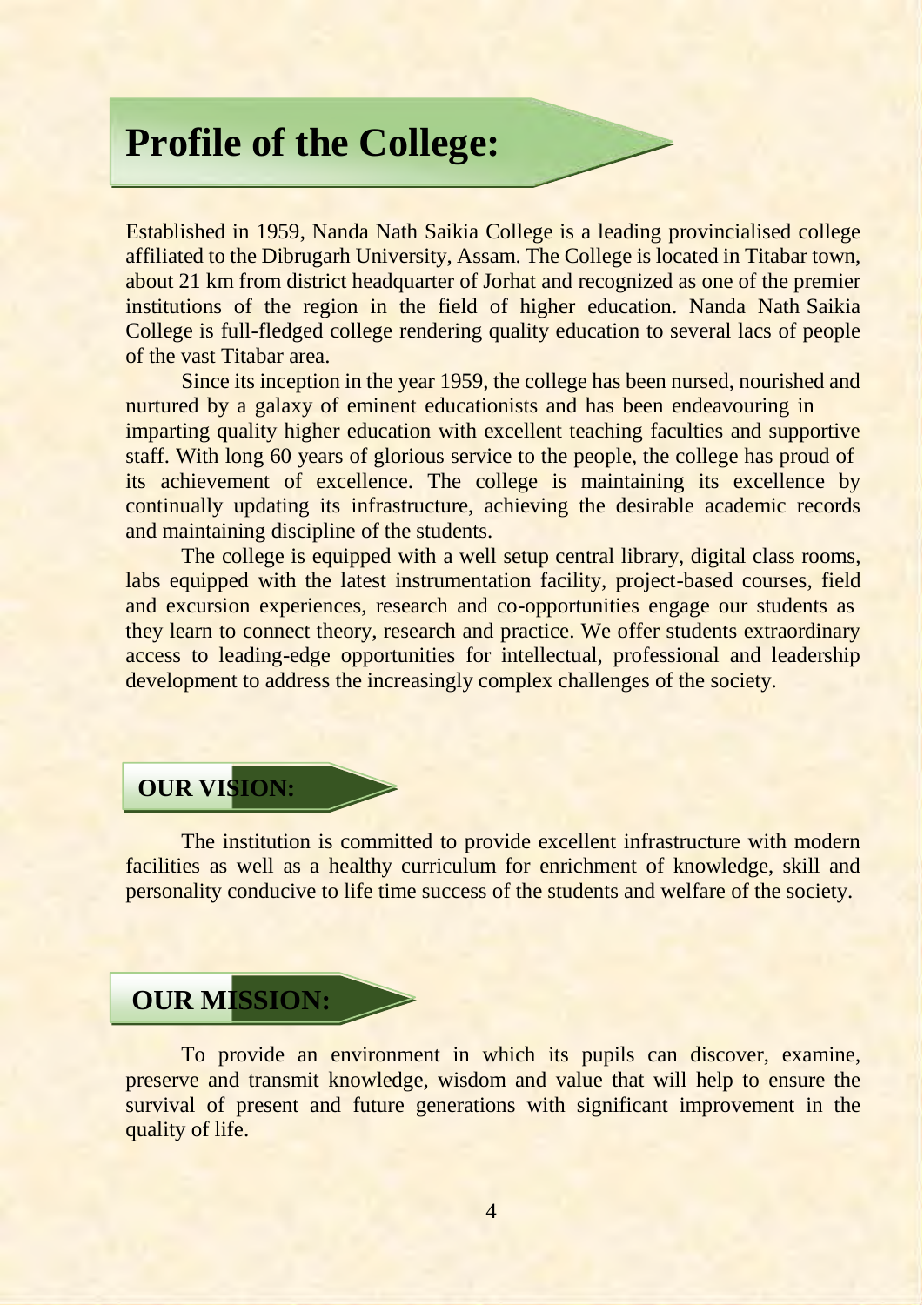# Profile of the College:

Established in 1959, Nanda Nath Saikia College is a leading provincialised college affiliated to the Dibrugarh University, Assam. The College is located in Titabar town, about 21 km from district headquarter of Jorhat and recognized as one of the premier institutions of the region in the field of higher education. Nanda Nath Saikia College is full-fledged college rendering quality education to several lacs of people of the vast Titabar area.

Since its inception in the year 1959, the college has been nursed, nourished and nurtured by a galaxy of eminent educationists and has been endeavouring in imparting quality higher education with excellent teaching faculties and supportive staff. With long 60 years of glorious service to the people, the college has proud of its achievement of excellence. The college is maintaining its excellence by continually updating its infrastructure, achieving the desirable academic records and maintaining discipline of the students.

The college is equipped with a well setup central library, digital class rooms, labs equipped with the latest instrumentation facility, project-based courses, field and excursion experiences, research and co-opportunities engage our students as they learn to connect theory, research and practice. We offer students extraordinary access to leading-edge opportunities for intellectual, professional and leadership development to address the increasingly complex challenges of the society.

## OUR VISION:

The institution is committed to provide excellent infrastructure with modern facilities as well as a healthy curriculum for enrichment of knowledge, skill and personality conducive to life time success of the students and welfare of the society.

## OUR MISSION:

To provide an environment in which its pupils can discover, examine, preserve and transmit knowledge, wisdom and value that will help to ensure the survival of present and future generations with significant improvement in the quality of life.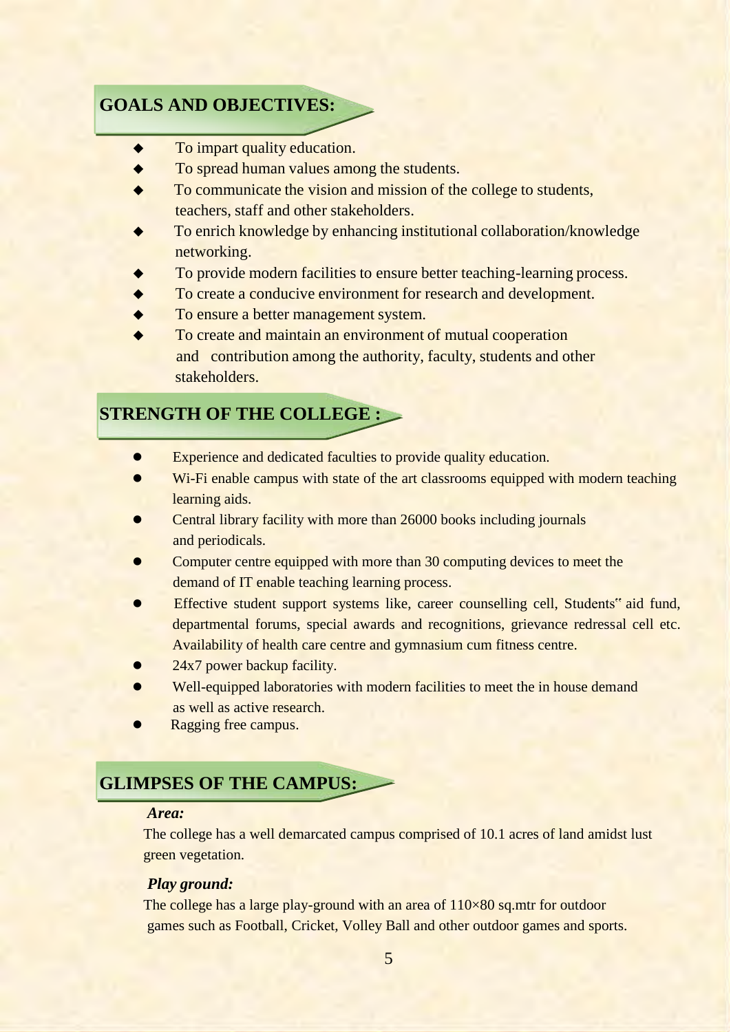## GOALS AND OBJECTIVES:

- To impart quality education.
- To spread human values among the students.
- To communicate the vision and mission of the college to students, teachers, staff and other stakeholders.
- To enrich knowledge by enhancing institutional collaboration/knowledge networking.
- To provide modern facilities to ensure better teaching-learning process.
- To create a conducive environment for research and development.
- To ensure a better management system.
- To create and maintain an environment of mutual cooperation and contribution among the authority, faculty, students and other stakeholders.

## STRENGTH OF THE COLLEGE :

- Experience and dedicated faculties to provide quality education.
- Wi-Fi enable campus with state of the art classrooms equipped with modern teaching learning aids.
- Central library facility with more than 26000 books including journals and periodicals.
- Computer centre equipped with more than 30 computing devices to meet the demand of IT enable teaching learning process.
- Effective student support systems like, career counselling cell, Students" aid fund, departmental forums, special awards and recognitions, grievance redressal cell etc. Availability of health care centre and gymnasium cum fitness centre.
- 24x7 power backup facility.
- Well-equipped laboratories with modern facilities to meet the in house demand as well as active research.
- Ragging free campus.

## GLIMPSES OF THE CAMPUS:

***Area:***

The college has a well demarcated campus comprised of 10.1 acres of land amidst lust green vegetation.

***Play ground:***

The college has a large play-ground with an area of 110×80 sq.mtr for outdoor games such as Football, Cricket, Volley Ball and other outdoor games and sports.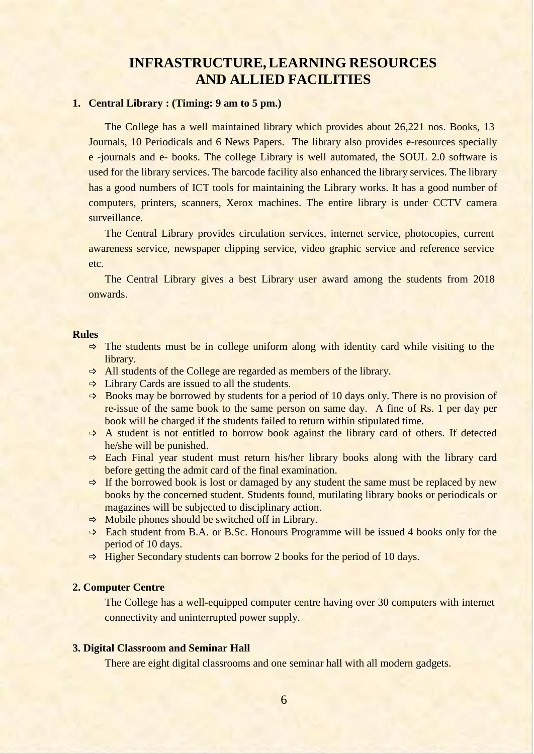# INFRASTRUCTURE, LEARNING RESOURCES AND ALLIED FACILITIES

## 1. Central Library : (Timing: 9 am to 5 pm.)

The College has a well maintained library which provides about 26,221 nos. Books, 13 Journals, 10 Periodicals and 6 News Papers. The library also provides e-resources specially e -journals and e- books. The college Library is well automated, the SOUL 2.0 software is used for the library services. The barcode facility also enhanced the library services. The library has a good numbers of ICT tools for maintaining the Library works. It has a good number of computers, printers, scanners, Xerox machines. The entire library is under CCTV camera surveillance.

The Central Library provides circulation services, internet service, photocopies, current awareness service, newspaper clipping service, video graphic service and reference service etc.

The Central Library gives a best Library user award among the students from 2018 onwards.

**Rules**

- ⇨ The students must be in college uniform along with identity card while visiting to the library.
- ⇨ All students of the College are regarded as members of the library.
- ⇨ Library Cards are issued to all the students.
- ⇨ Books may be borrowed by students for a period of 10 days only. There is no provision of re-issue of the same book to the same person on same day. A fine of Rs. 1 per day per book will be charged if the students failed to return within stipulated time.
- ⇨ A student is not entitled to borrow book against the library card of others. If detected he/she will be punished.
- ⇨ Each Final year student must return his/her library books along with the library card before getting the admit card of the final examination.
- ⇨ If the borrowed book is lost or damaged by any student the same must be replaced by new books by the concerned student. Students found, mutilating library books or periodicals or magazines will be subjected to disciplinary action.
- ⇨ Mobile phones should be switched off in Library.
- ⇨ Each student from B.A. or B.Sc. Honours Programme will be issued 4 books only for the period of 10 days.
- ⇨ Higher Secondary students can borrow 2 books for the period of 10 days.

## 2. Computer Centre

The College has a well-equipped computer centre having over 30 computers with internet connectivity and uninterrupted power supply.

## 3. Digital Classroom and Seminar Hall

There are eight digital classrooms and one seminar hall with all modern gadgets.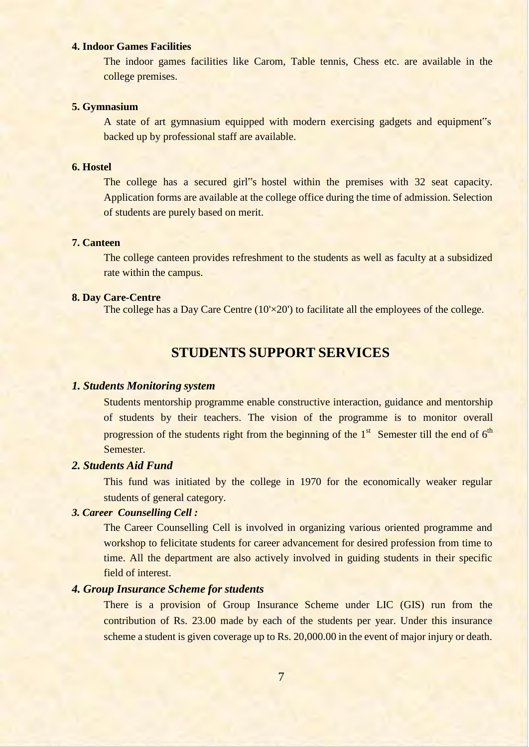**4. Indoor Games Facilities**

The indoor games facilities like Carom, Table tennis, Chess etc. are available in the college premises.

**5. Gymnasium**

A state of art gymnasium equipped with modern exercising gadgets and equipment‟s backed up by professional staff are available.

**6. Hostel**

The college has a secured girl‟s hostel within the premises with 32 seat capacity. Application forms are available at the college office during the time of admission. Selection of students are purely based on merit.

**7. Canteen**

The college canteen provides refreshment to the students as well as faculty at a subsidized rate within the campus.

**8. Day Care-Centre**

The college has a Day Care Centre (10'×20') to facilitate all the employees of the college.

## STUDENTS SUPPORT SERVICES

***1. Students Monitoring system***

Students mentorship programme enable constructive interaction, guidance and mentorship of students by their teachers. The vision of the programme is to monitor overall progression of the students right from the beginning of the 1st Semester till the end of 6th Semester.

***2. Students Aid Fund***

This fund was initiated by the college in 1970 for the economically weaker regular students of general category.

***3. Career Counselling Cell :***

The Career Counselling Cell is involved in organizing various oriented programme and workshop to felicitate students for career advancement for desired profession from time to time. All the department are also actively involved in guiding students in their specific field of interest.

***4. Group Insurance Scheme for students***

There is a provision of Group Insurance Scheme under LIC (GIS) run from the contribution of Rs. 23.00 made by each of the students per year. Under this insurance scheme a student is given coverage up to Rs. 20,000.00 in the event of major injury or death.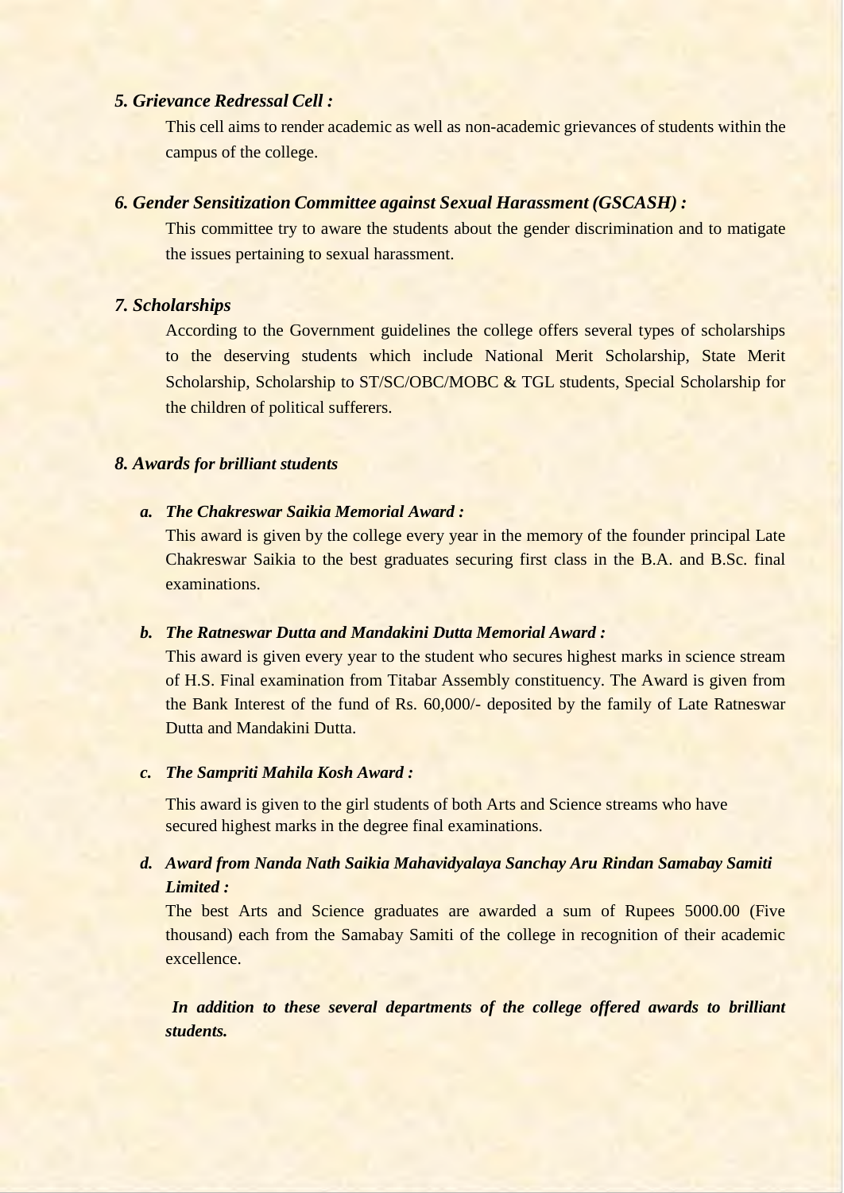### *5. Grievance Redressal Cell :*

This cell aims to render academic as well as non-academic grievances of students within the campus of the college.

### *6. Gender Sensitization Committee against Sexual Harassment (GSCASH) :*

This committee try to aware the students about the gender discrimination and to matigate the issues pertaining to sexual harassment.

### *7. Scholarships*

According to the Government guidelines the college offers several types of scholarships to the deserving students which include National Merit Scholarship, State Merit Scholarship, Scholarship to ST/SC/OBC/MOBC & TGL students, Special Scholarship for the children of political sufferers.

### *8. Awards for brilliant students*

*a. The Chakreswar Saikia Memorial Award :*

This award is given by the college every year in the memory of the founder principal Late Chakreswar Saikia to the best graduates securing first class in the B.A. and B.Sc. final examinations.

*b. The Ratneswar Dutta and Mandakini Dutta Memorial Award :*

This award is given every year to the student who secures highest marks in science stream of H.S. Final examination from Titabar Assembly constituency. The Award is given from the Bank Interest of the fund of Rs. 60,000/- deposited by the family of Late Ratneswar Dutta and Mandakini Dutta.

*c. The Sampriti Mahila Kosh Award :*

This award is given to the girl students of both Arts and Science streams who have secured highest marks in the degree final examinations.

*d. Award from Nanda Nath Saikia Mahavidyalaya Sanchay Aru Rindan Samabay Samiti Limited :*

The best Arts and Science graduates are awarded a sum of Rupees 5000.00 (Five thousand) each from the Samabay Samiti of the college in recognition of their academic excellence.

***In addition to these several departments of the college offered awards to brilliant students.***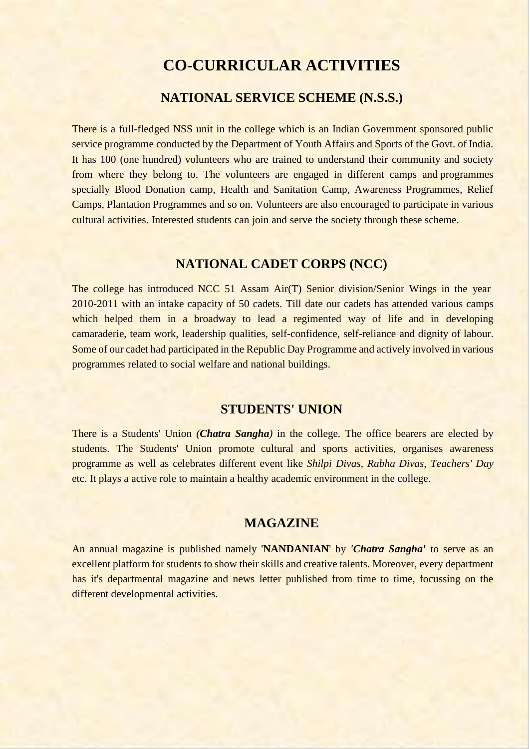# CO-CURRICULAR ACTIVITIES

## NATIONAL SERVICE SCHEME (N.S.S.)

There is a full-fledged NSS unit in the college which is an Indian Government sponsored public service programme conducted by the Department of Youth Affairs and Sports of the Govt. of India. It has 100 (one hundred) volunteers who are trained to understand their community and society from where they belong to. The volunteers are engaged in different camps and programmes specially Blood Donation camp, Health and Sanitation Camp, Awareness Programmes, Relief Camps, Plantation Programmes and so on. Volunteers are also encouraged to participate in various cultural activities. Interested students can join and serve the society through these scheme.

## NATIONAL CADET CORPS (NCC)

The college has introduced NCC 51 Assam Air(T) Senior division/Senior Wings in the year 2010-2011 with an intake capacity of 50 cadets. Till date our cadets has attended various camps which helped them in a broadway to lead a regimented way of life and in developing camaraderie, team work, leadership qualities, self-confidence, self-reliance and dignity of labour. Some of our cadet had participated in the Republic Day Programme and actively involved in various programmes related to social welfare and national buildings.

## STUDENTS' UNION

There is a Students' Union ***(Chatra Sangha)*** in the college. The office bearers are elected by students. The Students' Union promote cultural and sports activities, organises awareness programme as well as celebrates different event like *Shilpi Divas, Rabha Divas, Teachers' Day* etc. It plays a active role to maintain a healthy academic environment in the college.

## MAGAZINE

An annual magazine is published namely '**NANDANIAN**' by ***'Chatra Sangha'*** to serve as an excellent platform for students to show their skills and creative talents. Moreover, every department has it's departmental magazine and news letter published from time to time, focussing on the different developmental activities.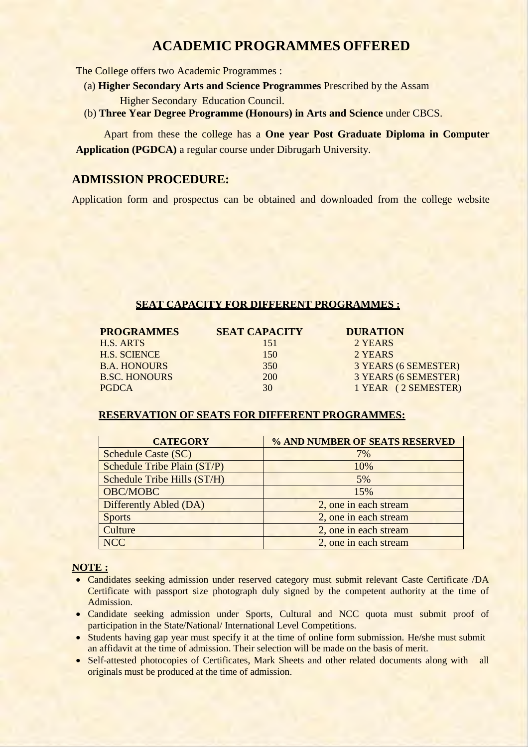# ACADEMIC PROGRAMMES OFFERED

The College offers two Academic Programmes :

(a) **Higher Secondary Arts and Science Programmes** Prescribed by the Assam Higher Secondary Education Council.

(b) **Three Year Degree Programme (Honours) in Arts and Science** under CBCS.

Apart from these the college has a **One year Post Graduate Diploma in Computer Application (PGDCA)** a regular course under Dibrugarh University.

## ADMISSION PROCEDURE:

Application form and prospectus can be obtained and downloaded from the college website

**SEAT CAPACITY FOR DIFFERENT PROGRAMMES :**

| PROGRAMMES | SEAT CAPACITY | DURATION |
|---|---|---|
| H.S. ARTS | 151 | 2 YEARS |
| H.S. SCIENCE | 150 | 2 YEARS |
| B.A. HONOURS | 350 | 3 YEARS (6 SEMESTER) |
| B.SC. HONOURS | 200 | 3 YEARS (6 SEMESTER) |
| PGDCA | 30 | 1 YEAR ( 2 SEMESTER) |

**RESERVATION OF SEATS FOR DIFFERENT PROGRAMMES:**

| CATEGORY | % AND NUMBER OF SEATS RESERVED |
|---|---|
| Schedule Caste (SC) | 7% |
| Schedule Tribe Plain (ST/P) | 10% |
| Schedule Tribe Hills (ST/H) | 5% |
| OBC/MOBC | 15% |
| Differently Abled (DA) | 2, one in each stream |
| Sports | 2, one in each stream |
| Culture | 2, one in each stream |
| NCC | 2, one in each stream |

**NOTE :**

- Candidates seeking admission under reserved category must submit relevant Caste Certificate /DA Certificate with passport size photograph duly signed by the competent authority at the time of Admission.
- Candidate seeking admission under Sports, Cultural and NCC quota must submit proof of participation in the State/National/ International Level Competitions.
- Students having gap year must specify it at the time of online form submission. He/she must submit an affidavit at the time of admission. Their selection will be made on the basis of merit.
- Self-attested photocopies of Certificates, Mark Sheets and other related documents along with all originals must be produced at the time of admission.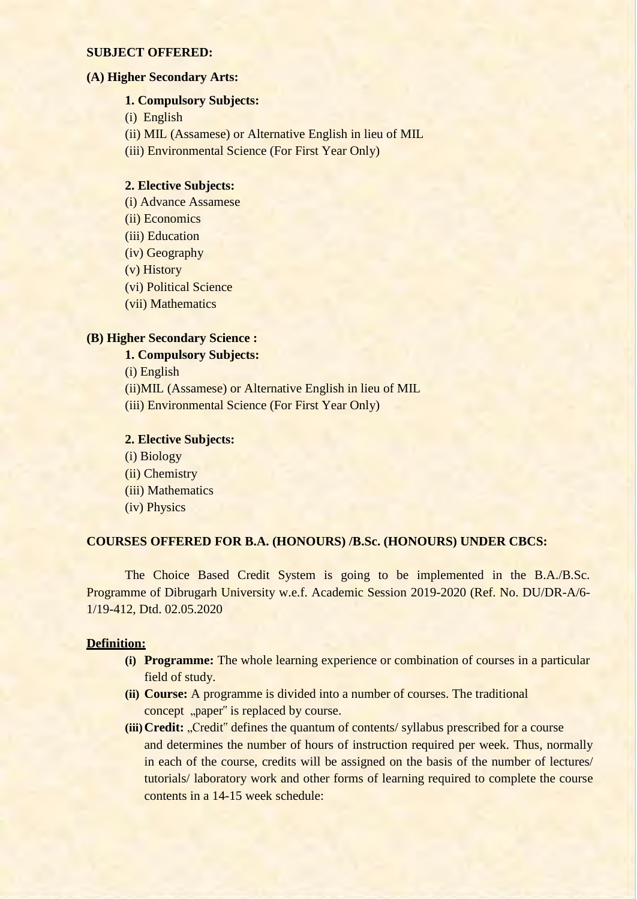**SUBJECT OFFERED:**

**(A) Higher Secondary Arts:**

**1. Compulsory Subjects:**

(i) English
(ii) MIL (Assamese) or Alternative English in lieu of MIL
(iii) Environmental Science (For First Year Only)

**2. Elective Subjects:**

(i) Advance Assamese
(ii) Economics
(iii) Education
(iv) Geography
(v) History
(vi) Political Science
(vii) Mathematics

**(B) Higher Secondary Science :**

**1. Compulsory Subjects:**

(i) English
(ii)MIL (Assamese) or Alternative English in lieu of MIL
(iii) Environmental Science (For First Year Only)

**2. Elective Subjects:**

(i) Biology
(ii) Chemistry
(iii) Mathematics
(iv) Physics

**COURSES OFFERED FOR B.A. (HONOURS) /B.Sc. (HONOURS) UNDER CBCS:**

The Choice Based Credit System is going to be implemented in the B.A./B.Sc. Programme of Dibrugarh University w.e.f. Academic Session 2019-2020 (Ref. No. DU/DR-A/6-1/19-412, Dtd. 02.05.2020

**Definition:**

- **(i) Programme:** The whole learning experience or combination of courses in a particular field of study.
- **(ii) Course:** A programme is divided into a number of courses. The traditional concept „paper" is replaced by course.
- **(iii) Credit:** „Credit" defines the quantum of contents/ syllabus prescribed for a course and determines the number of hours of instruction required per week. Thus, normally in each of the course, credits will be assigned on the basis of the number of lectures/ tutorials/ laboratory work and other forms of learning required to complete the course contents in a 14-15 week schedule: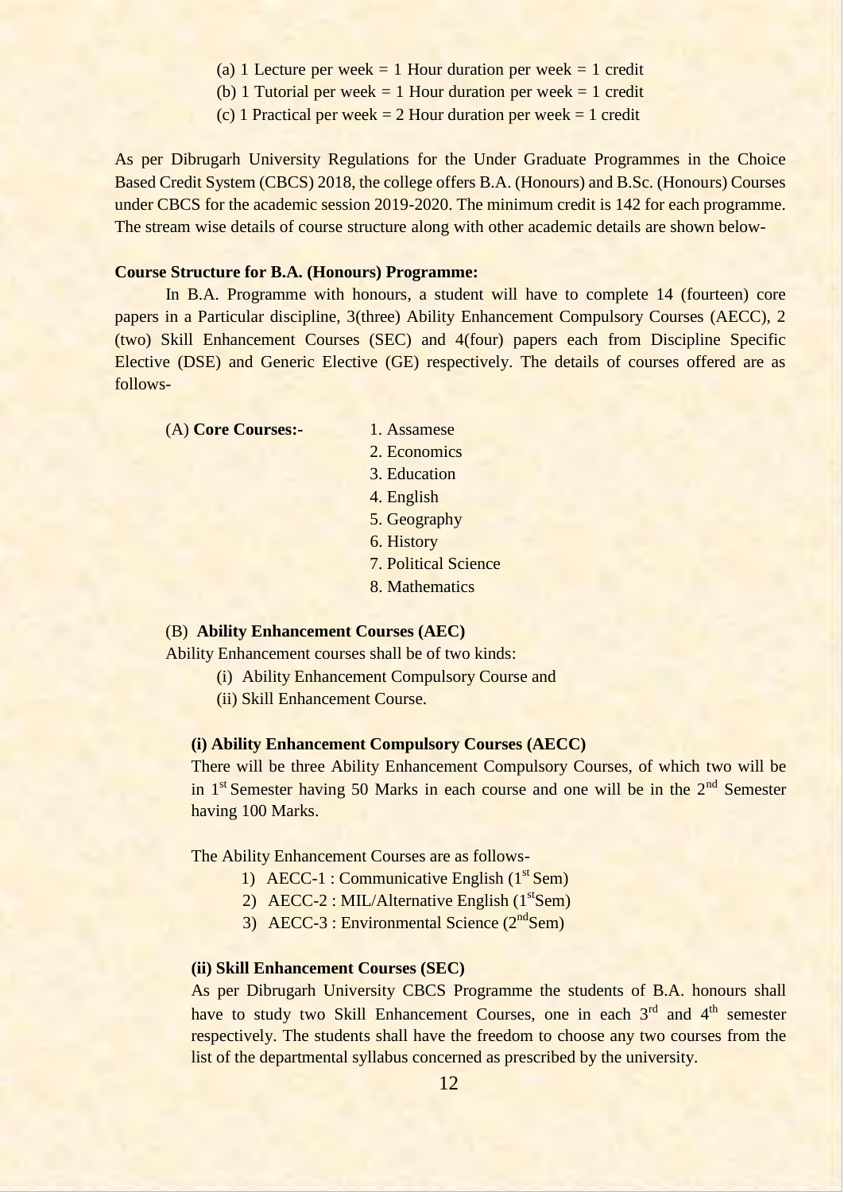(a) 1 Lecture per week = 1 Hour duration per week = 1 credit
(b) 1 Tutorial per week = 1 Hour duration per week = 1 credit
(c) 1 Practical per week = 2 Hour duration per week = 1 credit

As per Dibrugarh University Regulations for the Under Graduate Programmes in the Choice Based Credit System (CBCS) 2018, the college offers B.A. (Honours) and B.Sc. (Honours) Courses under CBCS for the academic session 2019-2020. The minimum credit is 142 for each programme. The stream wise details of course structure along with other academic details are shown below-

**Course Structure for B.A. (Honours) Programme:**

In B.A. Programme with honours, a student will have to complete 14 (fourteen) core papers in a Particular discipline, 3(three) Ability Enhancement Compulsory Courses (AECC), 2 (two) Skill Enhancement Courses (SEC) and 4(four) papers each from Discipline Specific Elective (DSE) and Generic Elective (GE) respectively. The details of courses offered are as follows-

(A) **Core Courses:-**

1. Assamese
2. Economics
3. Education
4. English
5. Geography
6. History
7. Political Science
8. Mathematics

(B) **Ability Enhancement Courses (AEC)**

Ability Enhancement courses shall be of two kinds:

(i) Ability Enhancement Compulsory Course and
(ii) Skill Enhancement Course.

**(i) Ability Enhancement Compulsory Courses (AECC)**

There will be three Ability Enhancement Compulsory Courses, of which two will be in 1st Semester having 50 Marks in each course and one will be in the 2nd Semester having 100 Marks.

The Ability Enhancement Courses are as follows-

1) AECC-1 : Communicative English (1st Sem)
2) AECC-2 : MIL/Alternative English (1stSem)
3) AECC-3 : Environmental Science (2ndSem)

**(ii) Skill Enhancement Courses (SEC)**

As per Dibrugarh University CBCS Programme the students of B.A. honours shall have to study two Skill Enhancement Courses, one in each 3rd and 4th semester respectively. The students shall have the freedom to choose any two courses from the list of the departmental syllabus concerned as prescribed by the university.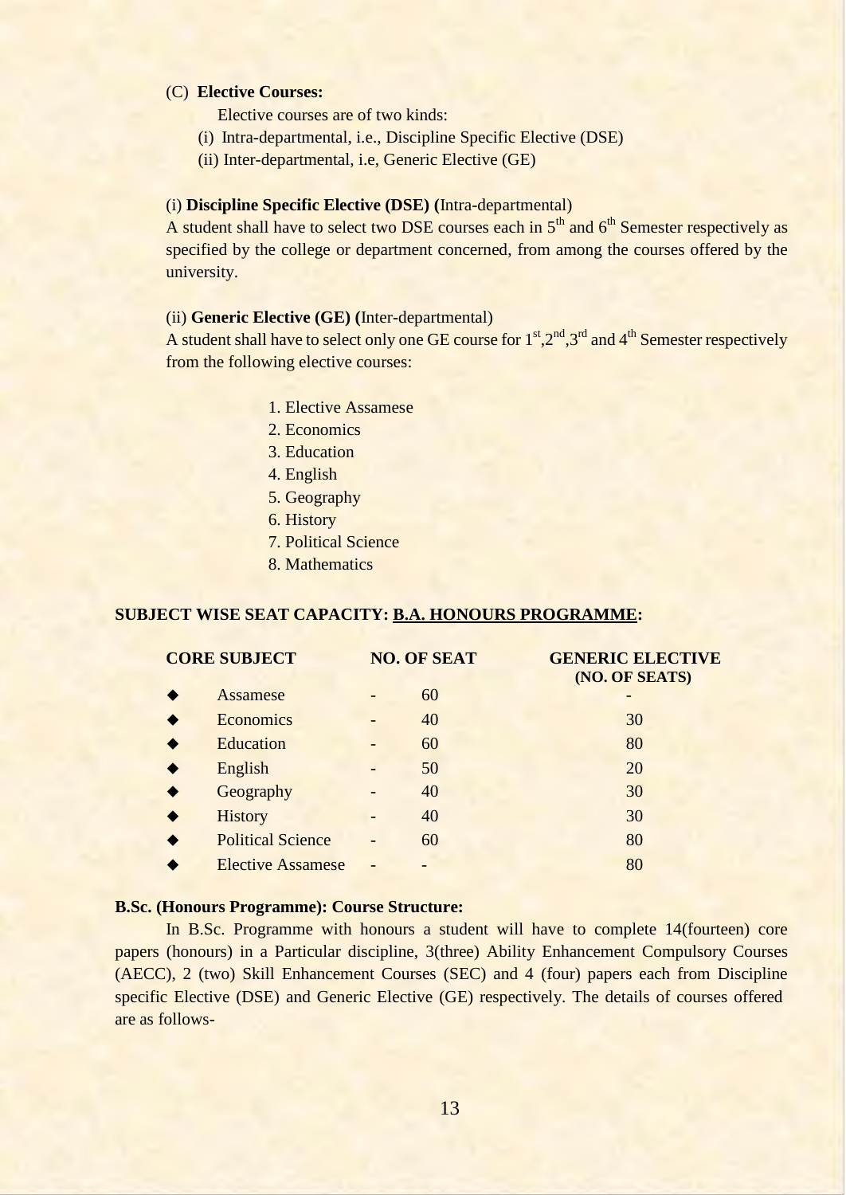(C) **Elective Courses:**

Elective courses are of two kinds:

(i) Intra-departmental, i.e., Discipline Specific Elective (DSE)

(ii) Inter-departmental, i.e, Generic Elective (GE)

(i) **Discipline Specific Elective (DSE) (**Intra-departmental)

A student shall have to select two DSE courses each in 5th and 6th Semester respectively as specified by the college or department concerned, from among the courses offered by the university.

(ii) **Generic Elective (GE) (**Inter-departmental)

A student shall have to select only one GE course for 1st,2nd,3rd and 4th Semester respectively from the following elective courses:

1. Elective Assamese
2. Economics
3. Education
4. English
5. Geography
6. History
7. Political Science
8. Mathematics

**SUBJECT WISE SEAT CAPACITY: B.A. HONOURS PROGRAMME:**

| CORE SUBJECT | NO. OF SEAT | GENERIC ELECTIVE (NO. OF SEATS) |
|---|---|---|
| ◆ Assamese | - 60 | - |
| ◆ Economics | - 40 | 30 |
| ◆ Education | - 60 | 80 |
| ◆ English | - 50 | 20 |
| ◆ Geography | - 40 | 30 |
| ◆ History | - 40 | 30 |
| ◆ Political Science | - 60 | 80 |
| ◆ Elective Assamese | - - | 80 |

**B.Sc. (Honours Programme): Course Structure:**

In B.Sc. Programme with honours a student will have to complete 14(fourteen) core papers (honours) in a Particular discipline, 3(three) Ability Enhancement Compulsory Courses (AECC), 2 (two) Skill Enhancement Courses (SEC) and 4 (four) papers each from Discipline specific Elective (DSE) and Generic Elective (GE) respectively. The details of courses offered are as follows-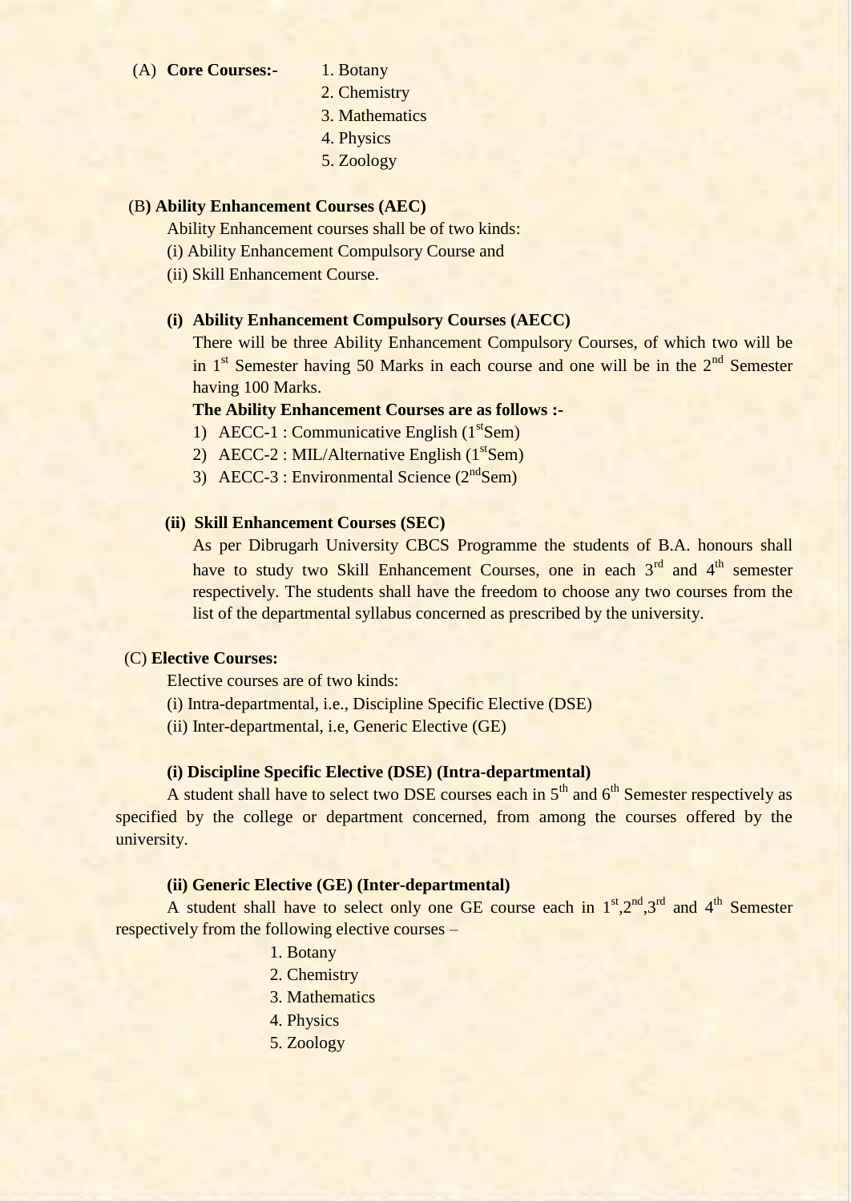(A) **Core Courses:-**

1. Botany
2. Chemistry
3. Mathematics
4. Physics
5. Zoology

(B**) Ability Enhancement Courses (AEC)**

Ability Enhancement courses shall be of two kinds:

(i) Ability Enhancement Compulsory Course and

(ii) Skill Enhancement Course.

**(i) Ability Enhancement Compulsory Courses (AECC)**

There will be three Ability Enhancement Compulsory Courses, of which two will be in 1st Semester having 50 Marks in each course and one will be in the 2nd Semester having 100 Marks.

**The Ability Enhancement Courses are as follows :-**

1) AECC-1 : Communicative English (1stSem)
2) AECC-2 : MIL/Alternative English (1stSem)
3) AECC-3 : Environmental Science (2ndSem)

**(ii) Skill Enhancement Courses (SEC)**

As per Dibrugarh University CBCS Programme the students of B.A. honours shall have to study two Skill Enhancement Courses, one in each 3rd and 4th semester respectively. The students shall have the freedom to choose any two courses from the list of the departmental syllabus concerned as prescribed by the university.

(C) **Elective Courses:**

Elective courses are of two kinds:

(i) Intra-departmental, i.e., Discipline Specific Elective (DSE)

(ii) Inter-departmental, i.e, Generic Elective (GE)

**(i) Discipline Specific Elective (DSE) (Intra-departmental)**

A student shall have to select two DSE courses each in 5th and 6th Semester respectively as specified by the college or department concerned, from among the courses offered by the university.

**(ii) Generic Elective (GE) (Inter-departmental)**

A student shall have to select only one GE course each in 1st,2nd,3rd and 4th Semester respectively from the following elective courses –

1. Botany
2. Chemistry
3. Mathematics
4. Physics
5. Zoology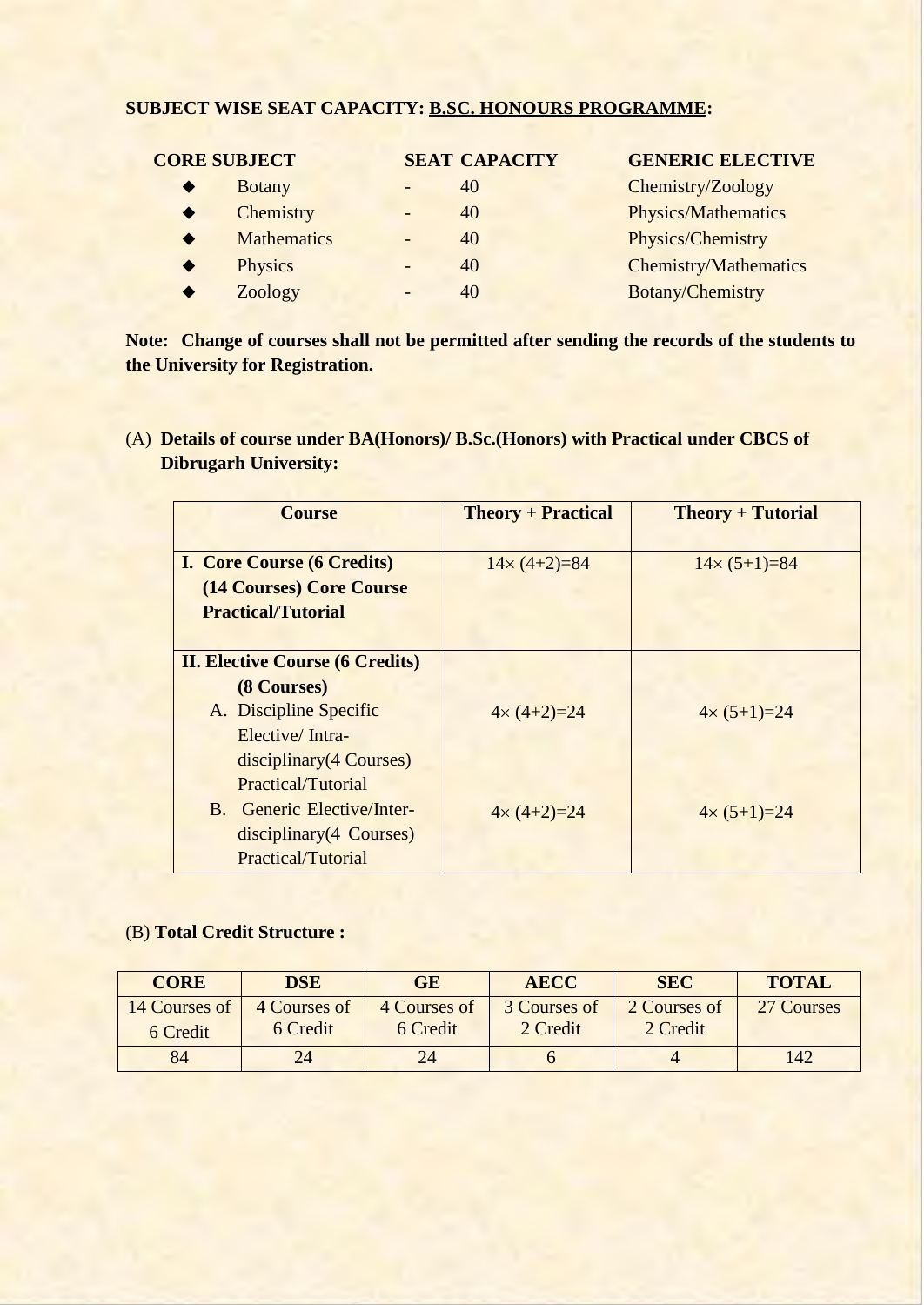**SUBJECT WISE SEAT CAPACITY: B.SC. HONOURS PROGRAMME:**

| CORE SUBJECT | | SEAT CAPACITY | GENERIC ELECTIVE |
|---|---|---|---|
| ◆ Botany | - | 40 | Chemistry/Zoology |
| ◆ Chemistry | - | 40 | Physics/Mathematics |
| ◆ Mathematics | - | 40 | Physics/Chemistry |
| ◆ Physics | - | 40 | Chemistry/Mathematics |
| ◆ Zoology | - | 40 | Botany/Chemistry |

**Note: Change of courses shall not be permitted after sending the records of the students to the University for Registration.**

(A) **Details of course under BA(Honors)/ B.Sc.(Honors) with Practical under CBCS of Dibrugarh University:**

| Course | Theory + Practical | Theory + Tutorial |
|---|---|---|
| **I. Core Course (6 Credits) (14 Courses) Core Course Practical/Tutorial** | 14× (4+2)=84 | 14× (5+1)=84 |
| **II. Elective Course (6 Credits) (8 Courses)** | | |
| A. Discipline Specific Elective/ Intra-disciplinary(4 Courses) Practical/Tutorial | 4× (4+2)=24 | 4× (5+1)=24 |
| B. Generic Elective/Inter-disciplinary(4 Courses) Practical/Tutorial | 4× (4+2)=24 | 4× (5+1)=24 |

(B) **Total Credit Structure :**

| CORE | DSE | GE | AECC | SEC | TOTAL |
|---|---|---|---|---|---|
| 14 Courses of 6 Credit | 4 Courses of 6 Credit | 4 Courses of 6 Credit | 3 Courses of 2 Credit | 2 Courses of 2 Credit | 27 Courses |
| 84 | 24 | 24 | 6 | 4 | 142 |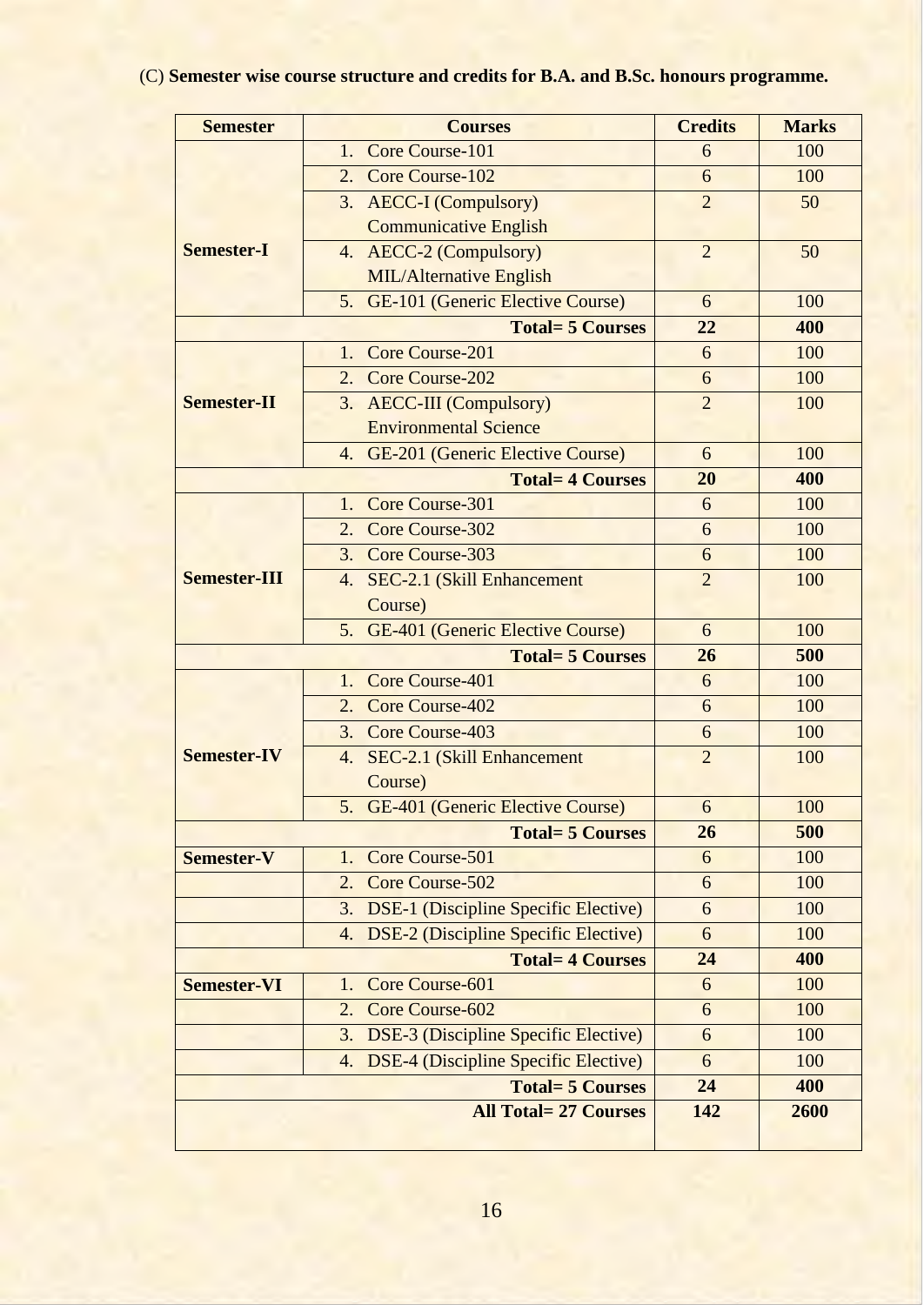(C) **Semester wise course structure and credits for B.A. and B.Sc. honours programme.**

| Semester | Courses | Credits | Marks |
|---|---|---|---|
| **Semester-I** | 1. Core Course-101 | 6 | 100 |
| | 2. Core Course-102 | 6 | 100 |
| | 3. AECC-I (Compulsory) Communicative English | 2 | 50 |
| | 4. AECC-2 (Compulsory) MIL/Alternative English | 2 | 50 |
| | 5. GE-101 (Generic Elective Course) | 6 | 100 |
| | **Total= 5 Courses** | **22** | **400** |
| **Semester-II** | 1. Core Course-201 | 6 | 100 |
| | 2. Core Course-202 | 6 | 100 |
| | 3. AECC-III (Compulsory) Environmental Science | 2 | 100 |
| | 4. GE-201 (Generic Elective Course) | 6 | 100 |
| | **Total= 4 Courses** | **20** | **400** |
| **Semester-III** | 1. Core Course-301 | 6 | 100 |
| | 2. Core Course-302 | 6 | 100 |
| | 3. Core Course-303 | 6 | 100 |
| | 4. SEC-2.1 (Skill Enhancement Course) | 2 | 100 |
| | 5. GE-401 (Generic Elective Course) | 6 | 100 |
| | **Total= 5 Courses** | **26** | **500** |
| **Semester-IV** | 1. Core Course-401 | 6 | 100 |
| | 2. Core Course-402 | 6 | 100 |
| | 3. Core Course-403 | 6 | 100 |
| | 4. SEC-2.1 (Skill Enhancement Course) | 2 | 100 |
| | 5. GE-401 (Generic Elective Course) | 6 | 100 |
| | **Total= 5 Courses** | **26** | **500** |
| **Semester-V** | 1. Core Course-501 | 6 | 100 |
| | 2. Core Course-502 | 6 | 100 |
| | 3. DSE-1 (Discipline Specific Elective) | 6 | 100 |
| | 4. DSE-2 (Discipline Specific Elective) | 6 | 100 |
| | **Total= 4 Courses** | **24** | **400** |
| **Semester-VI** | 1. Core Course-601 | 6 | 100 |
| | 2. Core Course-602 | 6 | 100 |
| | 3. DSE-3 (Discipline Specific Elective) | 6 | 100 |
| | 4. DSE-4 (Discipline Specific Elective) | 6 | 100 |
| | **Total= 5 Courses** | **24** | **400** |
| | **All Total= 27 Courses** | **142** | **2600** |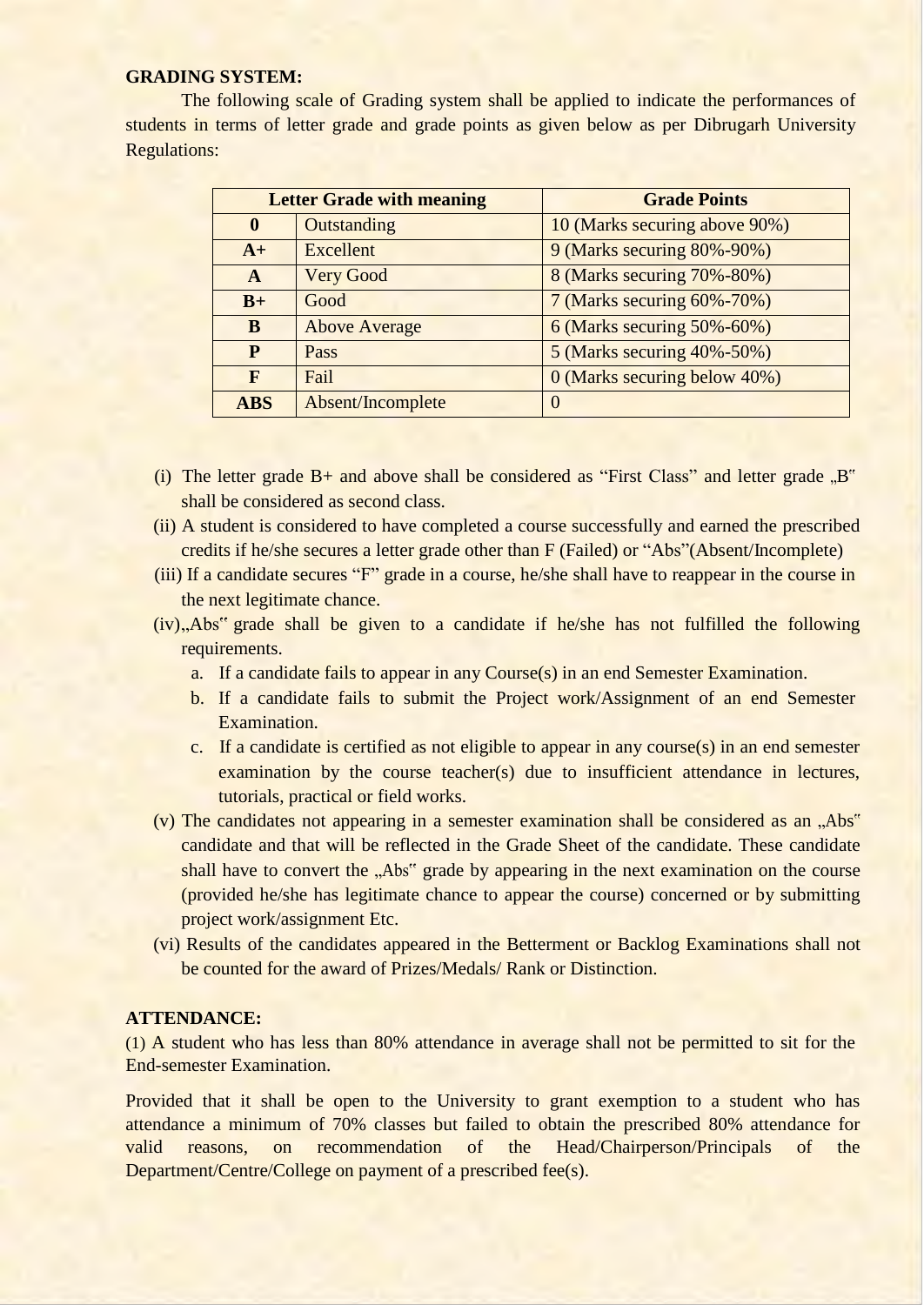**GRADING SYSTEM:**

The following scale of Grading system shall be applied to indicate the performances of students in terms of letter grade and grade points as given below as per Dibrugarh University Regulations:

| Letter Grade with meaning | | Grade Points |
|---|---|---|
| **0** | Outstanding | 10 (Marks securing above 90%) |
| **A+** | Excellent | 9 (Marks securing 80%-90%) |
| **A** | Very Good | 8 (Marks securing 70%-80%) |
| **B+** | Good | 7 (Marks securing 60%-70%) |
| **B** | Above Average | 6 (Marks securing 50%-60%) |
| **P** | Pass | 5 (Marks securing 40%-50%) |
| **F** | Fail | 0 (Marks securing below 40%) |
| **ABS** | Absent/Incomplete | 0 |

(i) The letter grade B+ and above shall be considered as "First Class" and letter grade „B" shall be considered as second class.

(ii) A student is considered to have completed a course successfully and earned the prescribed credits if he/she secures a letter grade other than F (Failed) or "Abs"(Absent/Incomplete)

(iii) If a candidate secures "F" grade in a course, he/she shall have to reappear in the course in the next legitimate chance.

(iv)„Abs" grade shall be given to a candidate if he/she has not fulfilled the following requirements.

a. If a candidate fails to appear in any Course(s) in an end Semester Examination.
b. If a candidate fails to submit the Project work/Assignment of an end Semester Examination.
c. If a candidate is certified as not eligible to appear in any course(s) in an end semester examination by the course teacher(s) due to insufficient attendance in lectures, tutorials, practical or field works.

(v) The candidates not appearing in a semester examination shall be considered as an „Abs" candidate and that will be reflected in the Grade Sheet of the candidate. These candidate shall have to convert the „Abs" grade by appearing in the next examination on the course (provided he/she has legitimate chance to appear the course) concerned or by submitting project work/assignment Etc.

(vi) Results of the candidates appeared in the Betterment or Backlog Examinations shall not be counted for the award of Prizes/Medals/ Rank or Distinction.

**ATTENDANCE:**

(1) A student who has less than 80% attendance in average shall not be permitted to sit for the End-semester Examination.

Provided that it shall be open to the University to grant exemption to a student who has attendance a minimum of 70% classes but failed to obtain the prescribed 80% attendance for valid reasons, on recommendation of the Head/Chairperson/Principals of the Department/Centre/College on payment of a prescribed fee(s).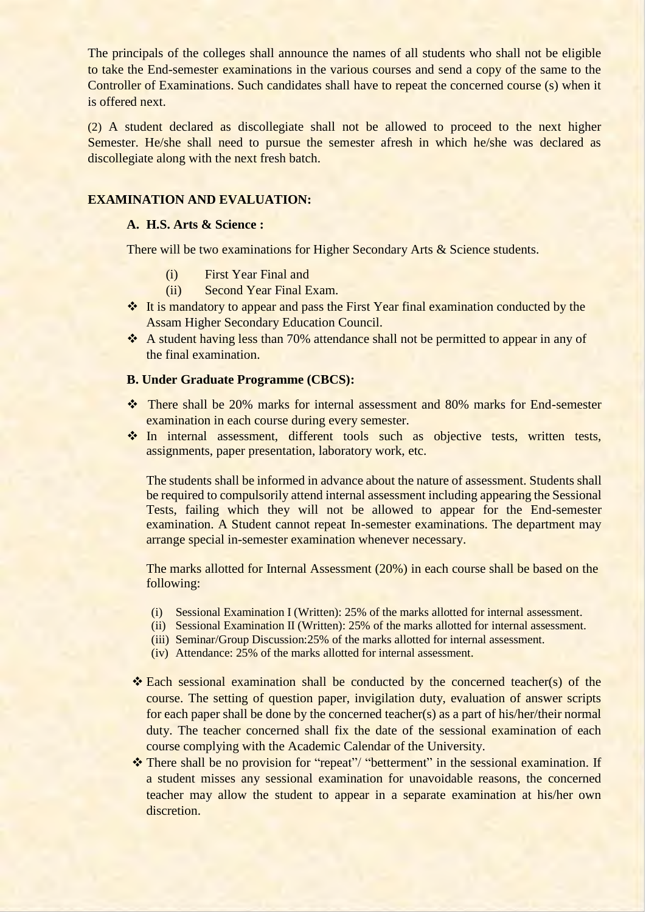The principals of the colleges shall announce the names of all students who shall not be eligible to take the End-semester examinations in the various courses and send a copy of the same to the Controller of Examinations. Such candidates shall have to repeat the concerned course (s) when it is offered next.

(2) A student declared as discollegiate shall not be allowed to proceed to the next higher Semester. He/she shall need to pursue the semester afresh in which he/she was declared as discollegiate along with the next fresh batch.

**EXAMINATION AND EVALUATION:**

**A. H.S. Arts & Science :**

There will be two examinations for Higher Secondary Arts & Science students.

(i) First Year Final and
(ii) Second Year Final Exam.

- It is mandatory to appear and pass the First Year final examination conducted by the Assam Higher Secondary Education Council.
- A student having less than 70% attendance shall not be permitted to appear in any of the final examination.

**B. Under Graduate Programme (CBCS):**

- There shall be 20% marks for internal assessment and 80% marks for End-semester examination in each course during every semester.
- In internal assessment, different tools such as objective tests, written tests, assignments, paper presentation, laboratory work, etc.

  The students shall be informed in advance about the nature of assessment. Students shall be required to compulsorily attend internal assessment including appearing the Sessional Tests, failing which they will not be allowed to appear for the End-semester examination. A Student cannot repeat In-semester examinations. The department may arrange special in-semester examination whenever necessary.

  The marks allotted for Internal Assessment (20%) in each course shall be based on the following:

  (i) Sessional Examination I (Written): 25% of the marks allotted for internal assessment.
  (ii) Sessional Examination II (Written): 25% of the marks allotted for internal assessment.
  (iii) Seminar/Group Discussion:25% of the marks allotted for internal assessment.
  (iv) Attendance: 25% of the marks allotted for internal assessment.

- Each sessional examination shall be conducted by the concerned teacher(s) of the course. The setting of question paper, invigilation duty, evaluation of answer scripts for each paper shall be done by the concerned teacher(s) as a part of his/her/their normal duty. The teacher concerned shall fix the date of the sessional examination of each course complying with the Academic Calendar of the University.
- There shall be no provision for "repeat"/ "betterment" in the sessional examination. If a student misses any sessional examination for unavoidable reasons, the concerned teacher may allow the student to appear in a separate examination at his/her own discretion.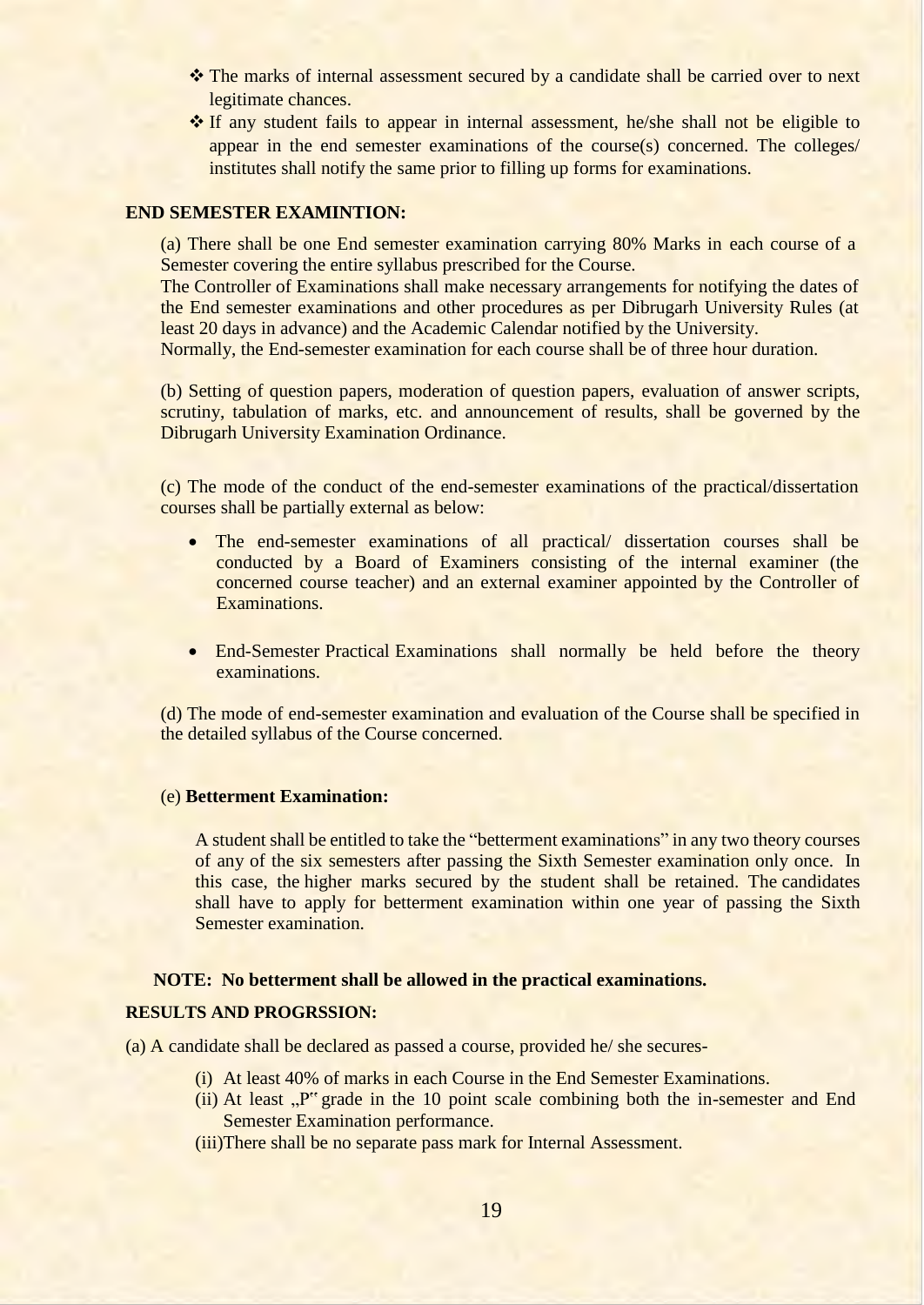- ❖ The marks of internal assessment secured by a candidate shall be carried over to next legitimate chances.
- ❖ If any student fails to appear in internal assessment, he/she shall not be eligible to appear in the end semester examinations of the course(s) concerned. The colleges/ institutes shall notify the same prior to filling up forms for examinations.

**END SEMESTER EXAMINTION:**

(a) There shall be one End semester examination carrying 80% Marks in each course of a Semester covering the entire syllabus prescribed for the Course.
The Controller of Examinations shall make necessary arrangements for notifying the dates of the End semester examinations and other procedures as per Dibrugarh University Rules (at least 20 days in advance) and the Academic Calendar notified by the University.
Normally, the End-semester examination for each course shall be of three hour duration.

(b) Setting of question papers, moderation of question papers, evaluation of answer scripts, scrutiny, tabulation of marks, etc. and announcement of results, shall be governed by the Dibrugarh University Examination Ordinance.

(c) The mode of the conduct of the end-semester examinations of the practical/dissertation courses shall be partially external as below:

- The end-semester examinations of all practical/ dissertation courses shall be conducted by a Board of Examiners consisting of the internal examiner (the concerned course teacher) and an external examiner appointed by the Controller of Examinations.
- End-Semester Practical Examinations shall normally be held before the theory examinations.

(d) The mode of end-semester examination and evaluation of the Course shall be specified in the detailed syllabus of the Course concerned.

(e) **Betterment Examination:**

A student shall be entitled to take the "betterment examinations" in any two theory courses of any of the six semesters after passing the Sixth Semester examination only once. In this case, the higher marks secured by the student shall be retained. The candidates shall have to apply for betterment examination within one year of passing the Sixth Semester examination.

**NOTE: No betterment shall be allowed in the practical examinations.**

**RESULTS AND PROGRSSION:**

(a) A candidate shall be declared as passed a course, provided he/ she secures-

(i) At least 40% of marks in each Course in the End Semester Examinations.
(ii) At least „P" grade in the 10 point scale combining both the in-semester and End Semester Examination performance.
(iii)There shall be no separate pass mark for Internal Assessment.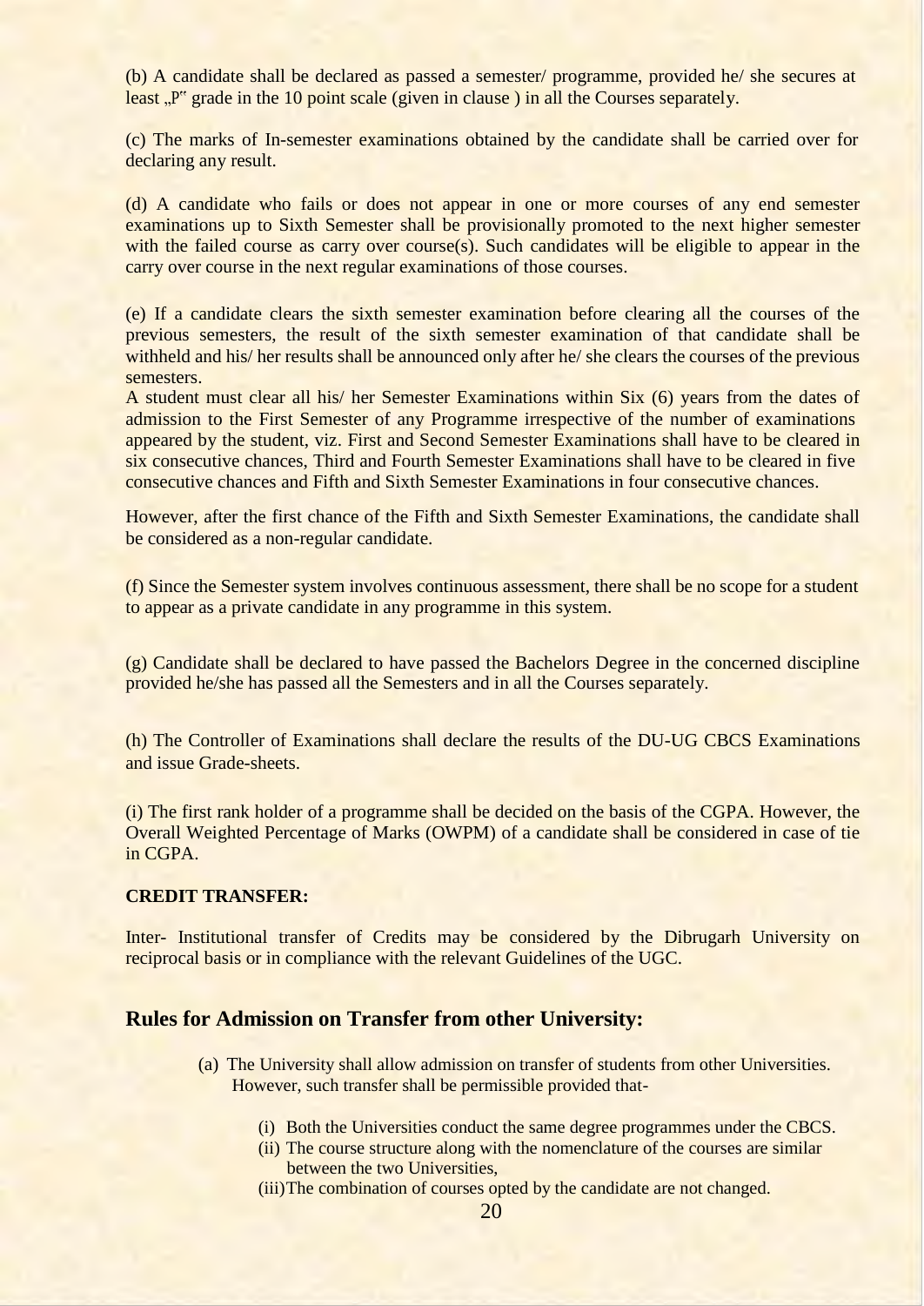(b) A candidate shall be declared as passed a semester/ programme, provided he/ she secures at least „P" grade in the 10 point scale (given in clause ) in all the Courses separately.

(c) The marks of In-semester examinations obtained by the candidate shall be carried over for declaring any result.

(d) A candidate who fails or does not appear in one or more courses of any end semester examinations up to Sixth Semester shall be provisionally promoted to the next higher semester with the failed course as carry over course(s). Such candidates will be eligible to appear in the carry over course in the next regular examinations of those courses.

(e) If a candidate clears the sixth semester examination before clearing all the courses of the previous semesters, the result of the sixth semester examination of that candidate shall be withheld and his/ her results shall be announced only after he/ she clears the courses of the previous semesters.
A student must clear all his/ her Semester Examinations within Six (6) years from the dates of admission to the First Semester of any Programme irrespective of the number of examinations appeared by the student, viz. First and Second Semester Examinations shall have to be cleared in six consecutive chances, Third and Fourth Semester Examinations shall have to be cleared in five consecutive chances and Fifth and Sixth Semester Examinations in four consecutive chances.

However, after the first chance of the Fifth and Sixth Semester Examinations, the candidate shall be considered as a non-regular candidate.

(f) Since the Semester system involves continuous assessment, there shall be no scope for a student to appear as a private candidate in any programme in this system.

(g) Candidate shall be declared to have passed the Bachelors Degree in the concerned discipline provided he/she has passed all the Semesters and in all the Courses separately.

(h) The Controller of Examinations shall declare the results of the DU-UG CBCS Examinations and issue Grade-sheets.

(i) The first rank holder of a programme shall be decided on the basis of the CGPA. However, the Overall Weighted Percentage of Marks (OWPM) of a candidate shall be considered in case of tie in CGPA.

**CREDIT TRANSFER:**

Inter- Institutional transfer of Credits may be considered by the Dibrugarh University on reciprocal basis or in compliance with the relevant Guidelines of the UGC.

## Rules for Admission on Transfer from other University:

(a) The University shall allow admission on transfer of students from other Universities. However, such transfer shall be permissible provided that-

(i) Both the Universities conduct the same degree programmes under the CBCS.
(ii) The course structure along with the nomenclature of the courses are similar between the two Universities,
(iii) The combination of courses opted by the candidate are not changed.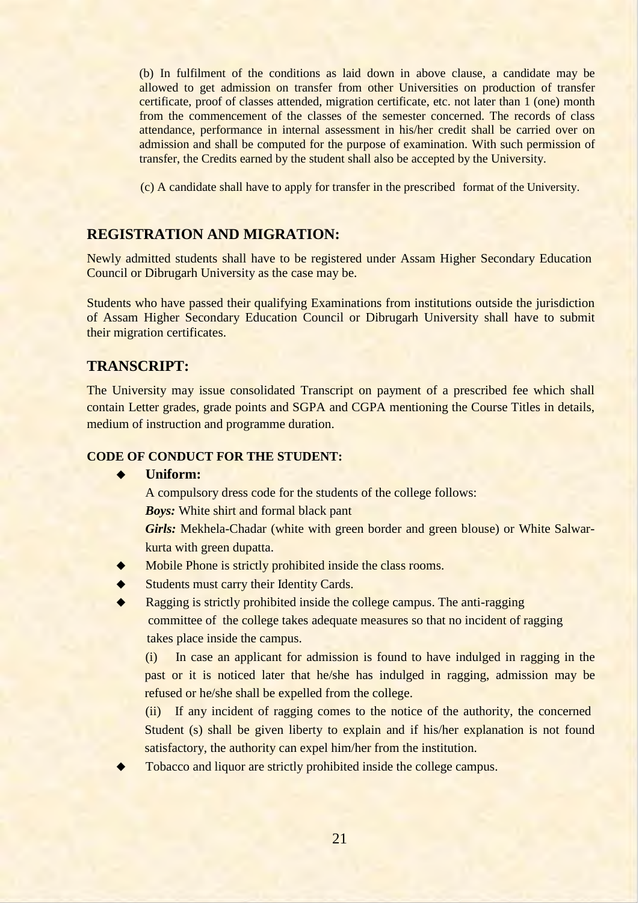(b) In fulfilment of the conditions as laid down in above clause, a candidate may be allowed to get admission on transfer from other Universities on production of transfer certificate, proof of classes attended, migration certificate, etc. not later than 1 (one) month from the commencement of the classes of the semester concerned. The records of class attendance, performance in internal assessment in his/her credit shall be carried over on admission and shall be computed for the purpose of examination. With such permission of transfer, the Credits earned by the student shall also be accepted by the University.

(c) A candidate shall have to apply for transfer in the prescribed format of the University.

## REGISTRATION AND MIGRATION:

Newly admitted students shall have to be registered under Assam Higher Secondary Education Council or Dibrugarh University as the case may be.

Students who have passed their qualifying Examinations from institutions outside the jurisdiction of Assam Higher Secondary Education Council or Dibrugarh University shall have to submit their migration certificates.

## TRANSCRIPT:

The University may issue consolidated Transcript on payment of a prescribed fee which shall contain Letter grades, grade points and SGPA and CGPA mentioning the Course Titles in details, medium of instruction and programme duration.

### CODE OF CONDUCT FOR THE STUDENT:

- **Uniform:**

  A compulsory dress code for the students of the college follows:

  ***Boys:*** White shirt and formal black pant

  ***Girls:*** Mekhela-Chadar (white with green border and green blouse) or White Salwar-kurta with green dupatta.

- Mobile Phone is strictly prohibited inside the class rooms.
- Students must carry their Identity Cards.
- Ragging is strictly prohibited inside the college campus. The anti-ragging committee of the college takes adequate measures so that no incident of ragging takes place inside the campus.

  (i) In case an applicant for admission is found to have indulged in ragging in the past or it is noticed later that he/she has indulged in ragging, admission may be refused or he/she shall be expelled from the college.

  (ii) If any incident of ragging comes to the notice of the authority, the concerned Student (s) shall be given liberty to explain and if his/her explanation is not found satisfactory, the authority can expel him/her from the institution.

- Tobacco and liquor are strictly prohibited inside the college campus.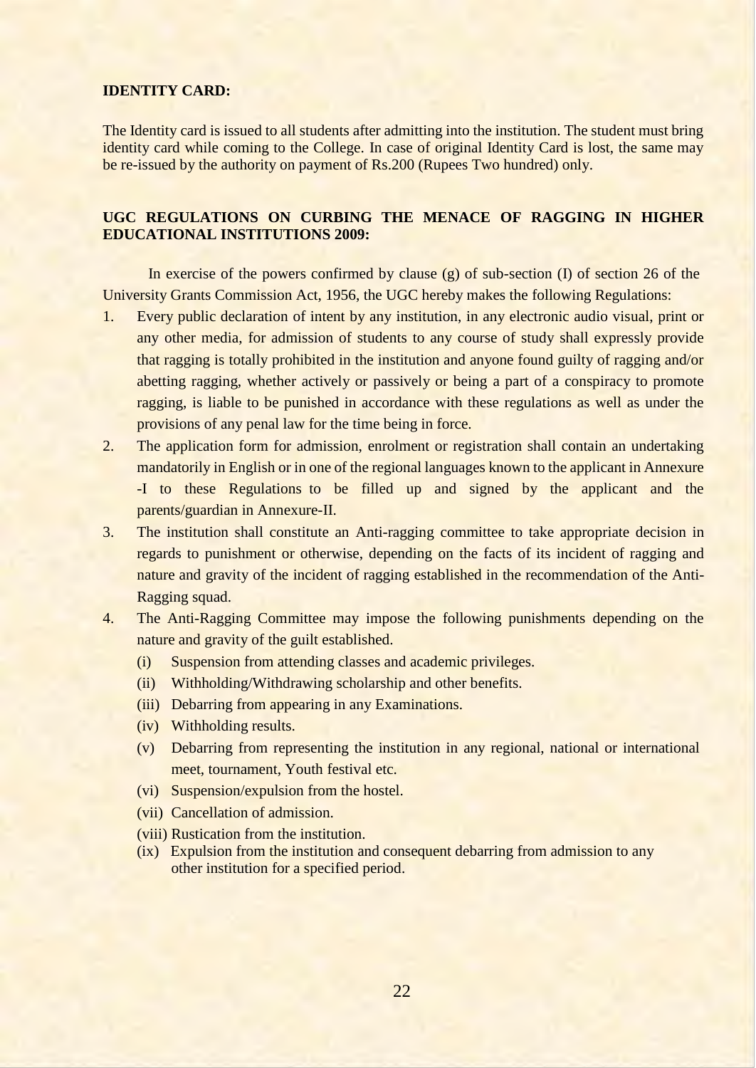**IDENTITY CARD:**

The Identity card is issued to all students after admitting into the institution. The student must bring identity card while coming to the College. In case of original Identity Card is lost, the same may be re-issued by the authority on payment of Rs.200 (Rupees Two hundred) only.

**UGC REGULATIONS ON CURBING THE MENACE OF RAGGING IN HIGHER EDUCATIONAL INSTITUTIONS 2009:**

In exercise of the powers confirmed by clause (g) of sub-section (I) of section 26 of the University Grants Commission Act, 1956, the UGC hereby makes the following Regulations:

1. Every public declaration of intent by any institution, in any electronic audio visual, print or any other media, for admission of students to any course of study shall expressly provide that ragging is totally prohibited in the institution and anyone found guilty of ragging and/or abetting ragging, whether actively or passively or being a part of a conspiracy to promote ragging, is liable to be punished in accordance with these regulations as well as under the provisions of any penal law for the time being in force.
2. The application form for admission, enrolment or registration shall contain an undertaking mandatorily in English or in one of the regional languages known to the applicant in Annexure -I to these Regulations to be filled up and signed by the applicant and the parents/guardian in Annexure-II.
3. The institution shall constitute an Anti-ragging committee to take appropriate decision in regards to punishment or otherwise, depending on the facts of its incident of ragging and nature and gravity of the incident of ragging established in the recommendation of the Anti-Ragging squad.
4. The Anti-Ragging Committee may impose the following punishments depending on the nature and gravity of the guilt established.
   - (i) Suspension from attending classes and academic privileges.
   - (ii) Withholding/Withdrawing scholarship and other benefits.
   - (iii) Debarring from appearing in any Examinations.
   - (iv) Withholding results.
   - (v) Debarring from representing the institution in any regional, national or international meet, tournament, Youth festival etc.
   - (vi) Suspension/expulsion from the hostel.
   - (vii) Cancellation of admission.
   - (viii) Rustication from the institution.
   - (ix) Expulsion from the institution and consequent debarring from admission to any other institution for a specified period.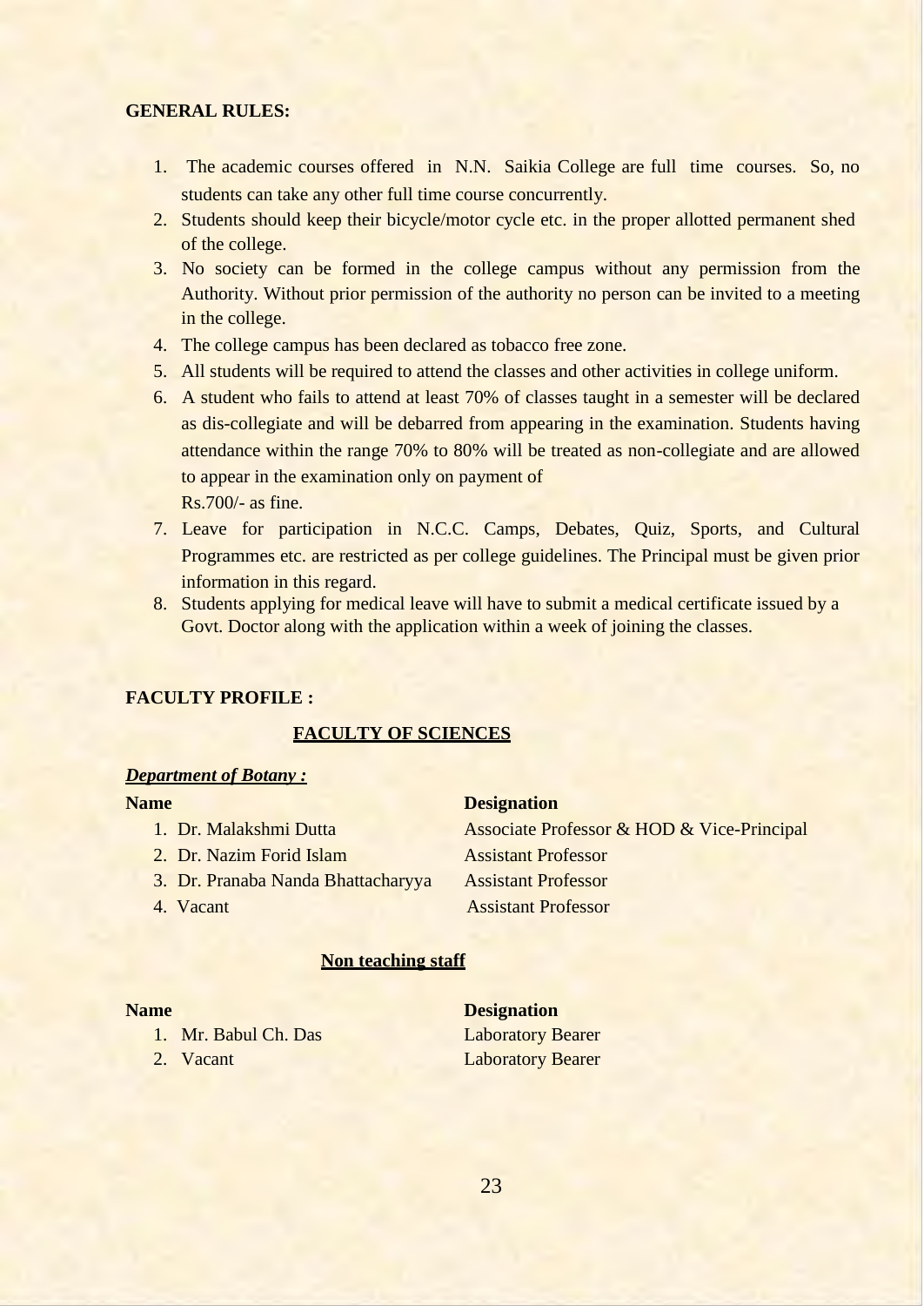**GENERAL RULES:**

1. The academic courses offered in N.N. Saikia College are full time courses. So, no students can take any other full time course concurrently.
2. Students should keep their bicycle/motor cycle etc. in the proper allotted permanent shed of the college.
3. No society can be formed in the college campus without any permission from the Authority. Without prior permission of the authority no person can be invited to a meeting in the college.
4. The college campus has been declared as tobacco free zone.
5. All students will be required to attend the classes and other activities in college uniform.
6. A student who fails to attend at least 70% of classes taught in a semester will be declared as dis-collegiate and will be debarred from appearing in the examination. Students having attendance within the range 70% to 80% will be treated as non-collegiate and are allowed to appear in the examination only on payment of Rs.700/- as fine.
7. Leave for participation in N.C.C. Camps, Debates, Quiz, Sports, and Cultural Programmes etc. are restricted as per college guidelines. The Principal must be given prior information in this regard.
8. Students applying for medical leave will have to submit a medical certificate issued by a Govt. Doctor along with the application within a week of joining the classes.

**FACULTY PROFILE :**

## FACULTY OF SCIENCES

***Department of Botany :***

| Name | Designation |
|---|---|
| 1. Dr. Malakshmi Dutta | Associate Professor & HOD & Vice-Principal |
| 2. Dr. Nazim Forid Islam | Assistant Professor |
| 3. Dr. Pranaba Nanda Bhattacharyya | Assistant Professor |
| 4. Vacant | Assistant Professor |

**Non teaching staff**

| Name | Designation |
|---|---|
| 1. Mr. Babul Ch. Das | Laboratory Bearer |
| 2. Vacant | Laboratory Bearer |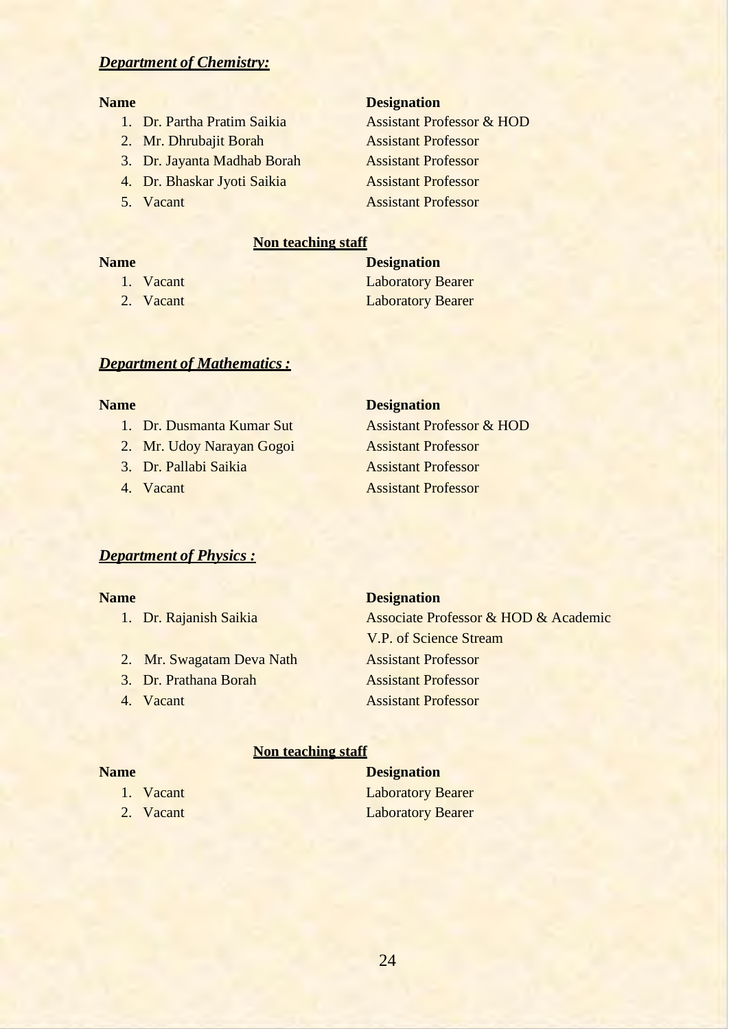***Department of Chemistry:***

| Name | Designation |
|---|---|
| 1. Dr. Partha Pratim Saikia | Assistant Professor & HOD |
| 2. Mr. Dhrubajit Borah | Assistant Professor |
| 3. Dr. Jayanta Madhab Borah | Assistant Professor |
| 4. Dr. Bhaskar Jyoti Saikia | Assistant Professor |
| 5. Vacant | Assistant Professor |

**Non teaching staff**

| Name | Designation |
|---|---|
| 1. Vacant | Laboratory Bearer |
| 2. Vacant | Laboratory Bearer |

***Department of Mathematics :***

| Name | Designation |
|---|---|
| 1. Dr. Dusmanta Kumar Sut | Assistant Professor & HOD |
| 2. Mr. Udoy Narayan Gogoi | Assistant Professor |
| 3. Dr. Pallabi Saikia | Assistant Professor |
| 4. Vacant | Assistant Professor |

***Department of Physics :***

| Name | Designation |
|---|---|
| 1. Dr. Rajanish Saikia | Associate Professor & HOD & Academic V.P. of Science Stream |
| 2. Mr. Swagatam Deva Nath | Assistant Professor |
| 3. Dr. Prathana Borah | Assistant Professor |
| 4. Vacant | Assistant Professor |

**Non teaching staff**

| Name | Designation |
|---|---|
| 1. Vacant | Laboratory Bearer |
| 2. Vacant | Laboratory Bearer |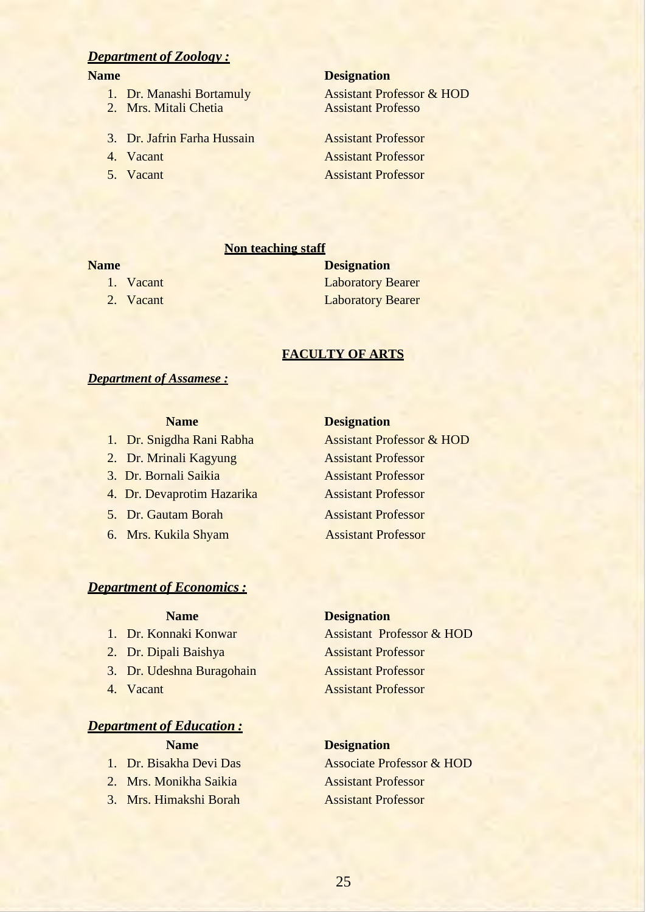***Department of Zoology :***

| Name | Designation |
|---|---|
| 1. Dr. Manashi Bortamuly | Assistant Professor & HOD |
| 2. Mrs. Mitali Chetia | Assistant Professo |
| 3. Dr. Jafrin Farha Hussain | Assistant Professor |
| 4. Vacant | Assistant Professor |
| 5. Vacant | Assistant Professor |

**Non teaching staff**

| Name | Designation |
|---|---|
| 1. Vacant | Laboratory Bearer |
| 2. Vacant | Laboratory Bearer |

## FACULTY OF ARTS

***Department of Assamese :***

| Name | Designation |
|---|---|
| 1. Dr. Snigdha Rani Rabha | Assistant Professor & HOD |
| 2. Dr. Mrinali Kagyung | Assistant Professor |
| 3. Dr. Bornali Saikia | Assistant Professor |
| 4. Dr. Devaprotim Hazarika | Assistant Professor |
| 5. Dr. Gautam Borah | Assistant Professor |
| 6. Mrs. Kukila Shyam | Assistant Professor |

***Department of Economics :***

| Name | Designation |
|---|---|
| 1. Dr. Konnaki Konwar | Assistant Professor & HOD |
| 2. Dr. Dipali Baishya | Assistant Professor |
| 3. Dr. Udeshna Buragohain | Assistant Professor |
| 4. Vacant | Assistant Professor |

***Department of Education :***

| Name | Designation |
|---|---|
| 1. Dr. Bisakha Devi Das | Associate Professor & HOD |
| 2. Mrs. Monikha Saikia | Assistant Professor |
| 3. Mrs. Himakshi Borah | Assistant Professor |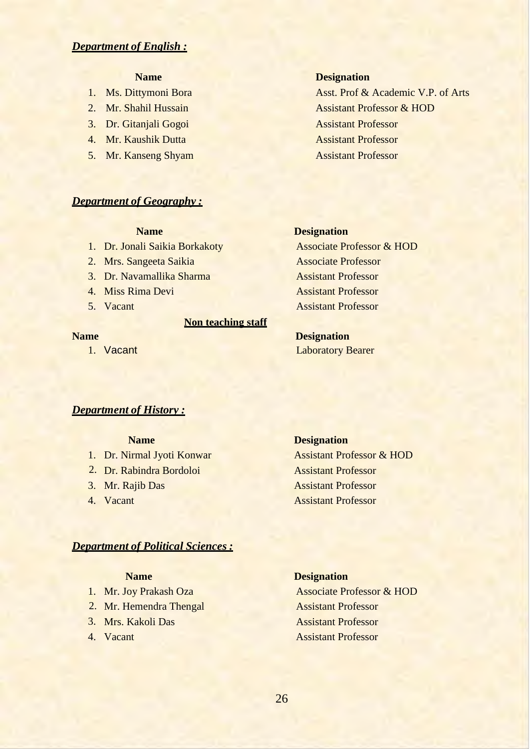***Department of English :***

| | Name | Designation |
|---|---|---|
| 1. | Ms. Dittymoni Bora | Asst. Prof & Academic V.P. of Arts |
| 2. | Mr. Shahil Hussain | Assistant Professor & HOD |
| 3. | Dr. Gitanjali Gogoi | Assistant Professor |
| 4. | Mr. Kaushik Dutta | Assistant Professor |
| 5. | Mr. Kanseng Shyam | Assistant Professor |

***Department of Geography :***

| | Name | Designation |
|---|---|---|
| 1. | Dr. Jonali Saikia Borkakoty | Associate Professor & HOD |
| 2. | Mrs. Sangeeta Saikia | Associate Professor |
| 3. | Dr. Navamallika Sharma | Assistant Professor |
| 4. | Miss Rima Devi | Assistant Professor |
| 5. | Vacant | Assistant Professor |

**Non teaching staff**

| | Name | Designation |
|---|---|---|
| 1. | Vacant | Laboratory Bearer |

***Department of History :***

| | Name | Designation |
|---|---|---|
| 1. | Dr. Nirmal Jyoti Konwar | Assistant Professor & HOD |
| 2. | Dr. Rabindra Bordoloi | Assistant Professor |
| 3. | Mr. Rajib Das | Assistant Professor |
| 4. | Vacant | Assistant Professor |

***Department of Political Sciences :***

| | Name | Designation |
|---|---|---|
| 1. | Mr. Joy Prakash Oza | Associate Professor & HOD |
| 2. | Mr. Hemendra Thengal | Assistant Professor |
| 3. | Mrs. Kakoli Das | Assistant Professor |
| 4. | Vacant | Assistant Professor |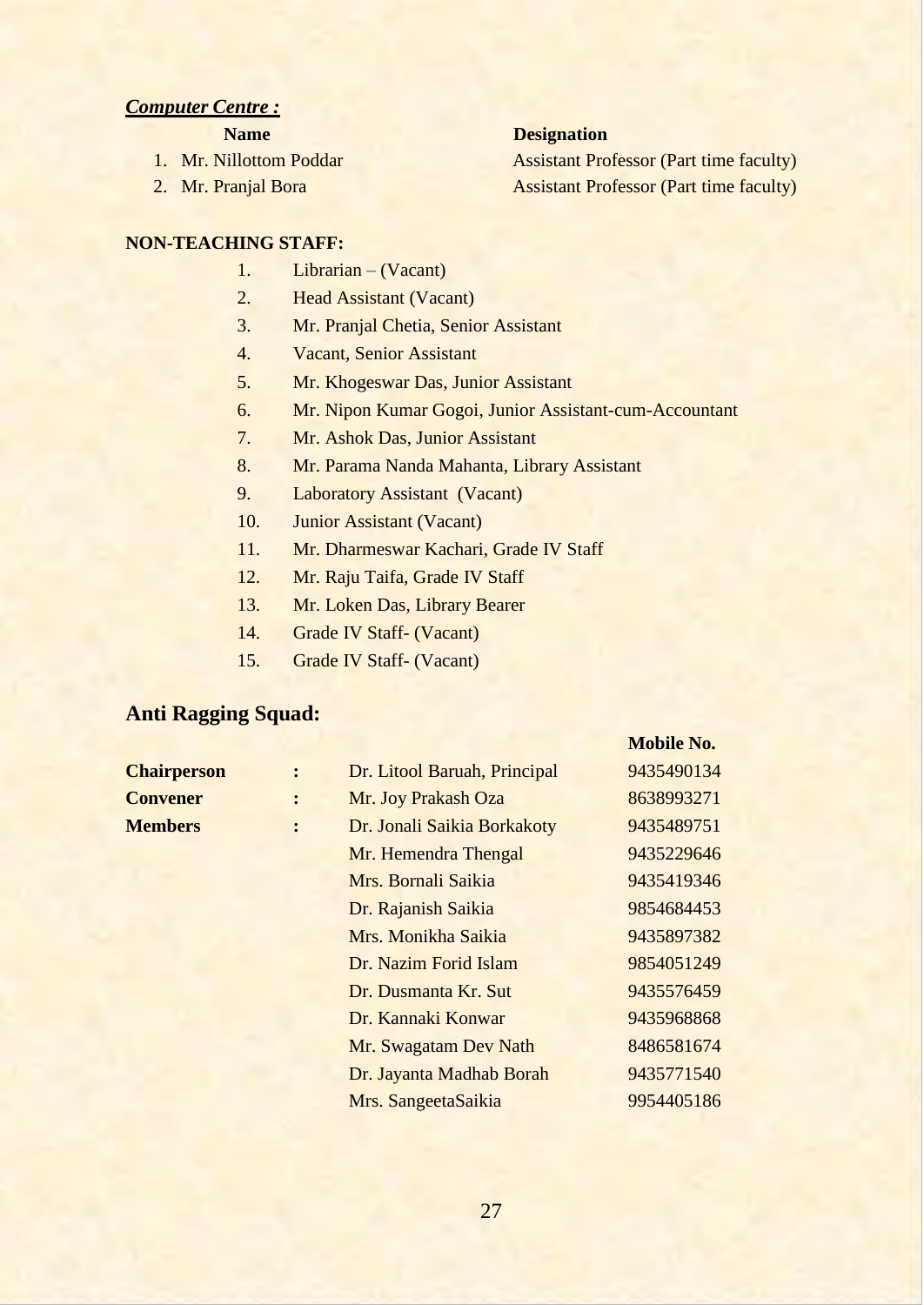***Computer Centre :***

| Name | Designation |
|---|---|
| 1. Mr. Nillottom Poddar | Assistant Professor (Part time faculty) |
| 2. Mr. Pranjal Bora | Assistant Professor (Part time faculty) |

**NON-TEACHING STAFF:**

1. Librarian – (Vacant)
2. Head Assistant (Vacant)
3. Mr. Pranjal Chetia, Senior Assistant
4. Vacant, Senior Assistant
5. Mr. Khogeswar Das, Junior Assistant
6. Mr. Nipon Kumar Gogoi, Junior Assistant-cum-Accountant
7. Mr. Ashok Das, Junior Assistant
8. Mr. Parama Nanda Mahanta, Library Assistant
9. Laboratory Assistant (Vacant)
10. Junior Assistant (Vacant)
11. Mr. Dharmeswar Kachari, Grade IV Staff
12. Mr. Raju Taifa, Grade IV Staff
13. Mr. Loken Das, Library Bearer
14. Grade IV Staff- (Vacant)
15. Grade IV Staff- (Vacant)

## Anti Ragging Squad:

| | | | Mobile No. |
|---|---|---|---|
| **Chairperson** | **:** | Dr. Litool Baruah, Principal | 9435490134 |
| **Convener** | **:** | Mr. Joy Prakash Oza | 8638993271 |
| **Members** | **:** | Dr. Jonali Saikia Borkakoty | 9435489751 |
| | | Mr. Hemendra Thengal | 9435229646 |
| | | Mrs. Bornali Saikia | 9435419346 |
| | | Dr. Rajanish Saikia | 9854684453 |
| | | Mrs. Monikha Saikia | 9435897382 |
| | | Dr. Nazim Forid Islam | 9854051249 |
| | | Dr. Dusmanta Kr. Sut | 9435576459 |
| | | Dr. Kannaki Konwar | 9435968868 |
| | | Mr. Swagatam Dev Nath | 8486581674 |
| | | Dr. Jayanta Madhab Borah | 9435771540 |
| | | Mrs. SangeetaSaikia | 9954405186 |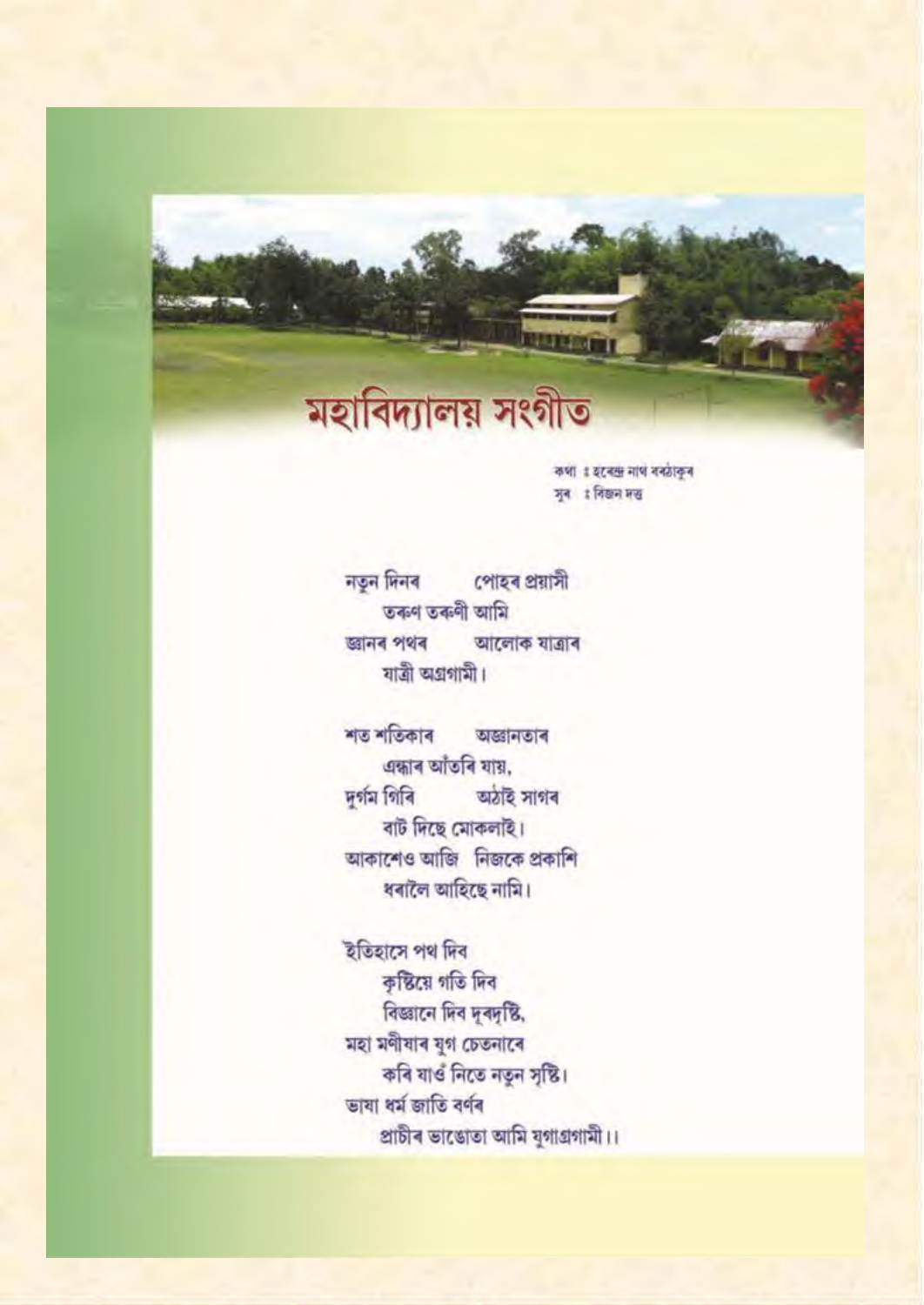# মহাবিদ্যালয় সংগীত

কথা : হৰেন্দ্ৰ নাথ বৰঠাকুৰ
সুৰ : বিজন দত্ত

নতুন দিনৰ পোহৰ প্ৰয়াসী
তৰুণ তৰুণী আমি
জ্ঞানৰ পথৰ আলোক যাত্ৰাৰ
যাত্ৰী অগ্ৰগামী।

শত শতিকাৰ অজ্ঞানতাৰ
এন্ধাৰ আঁতৰি যায়,
দুৰ্গম গিৰি অঠাই সাগৰ
বাট দিছে মোকলাই।
আকাশেও আজি নিজকে প্ৰকাশি
ধৰালৈ আহিছে নামি।

ইতিহাসে পথ দিব
কৃষ্টিয়ে গতি দিব
বিজ্ঞানে দিব দূৰদৃষ্টি,
মহা মণীষাৰ যুগ চেতনাৰে
কৰি যাওঁ নিতে নতুন সৃষ্টি।
ভাষা ধৰ্ম জাতি বৰ্ণৰ
প্ৰাচীৰ ভাঙোতা আমি যুগাগ্ৰগামী।।